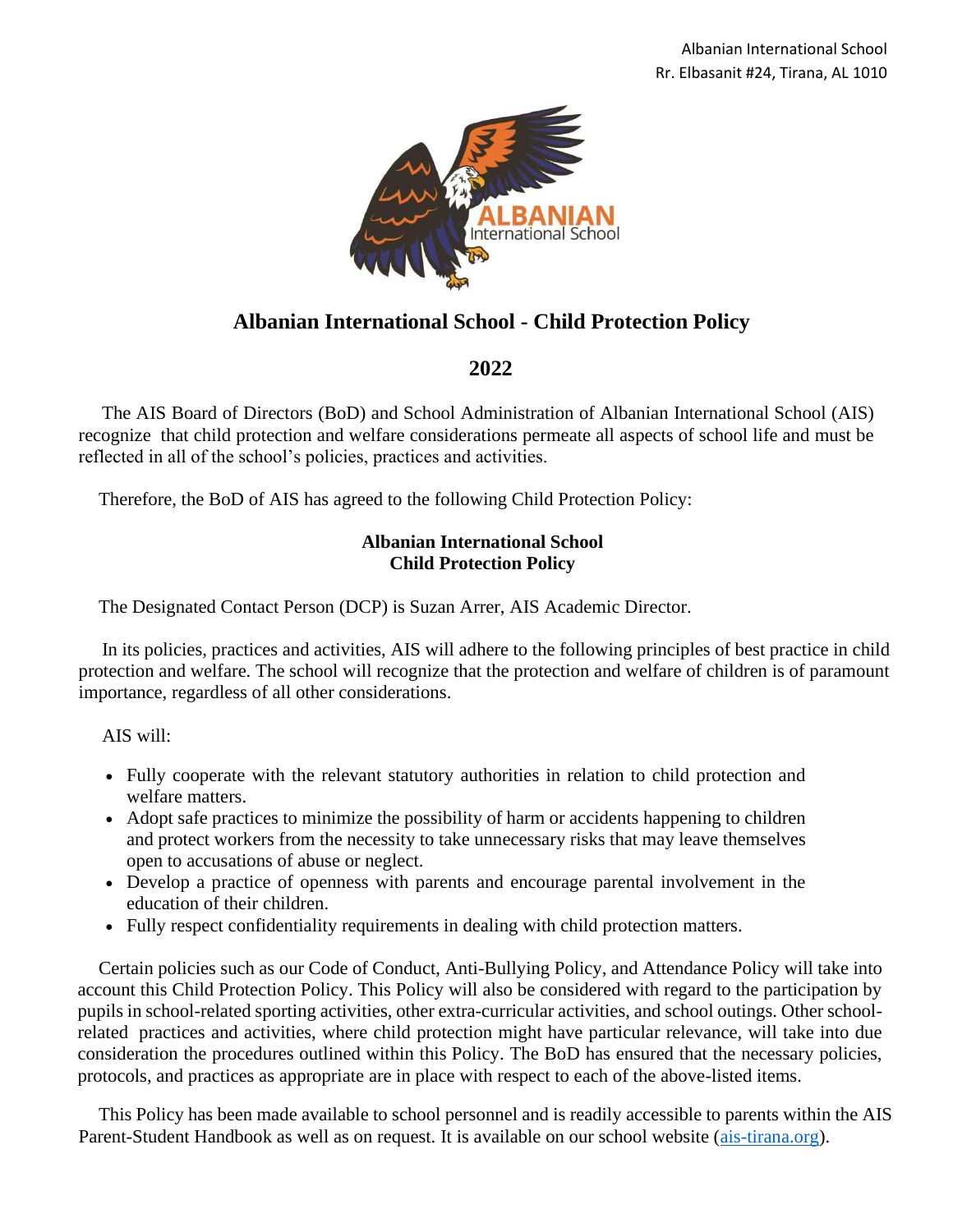Albanian International School
Rr. Elbasanit #24, Tirana, AL 1010

# Albanian International School - Child Protection Policy

## 2022

The AIS Board of Directors (BoD) and School Administration of Albanian International School (AIS) recognize that child protection and welfare considerations permeate all aspects of school life and must be reflected in all of the school's policies, practices and activities.

Therefore, the BoD of AIS has agreed to the following Child Protection Policy:

**Albanian International School**
**Child Protection Policy**

The Designated Contact Person (DCP) is Suzan Arrer, AIS Academic Director.

In its policies, practices and activities, AIS will adhere to the following principles of best practice in child protection and welfare. The school will recognize that the protection and welfare of children is of paramount importance, regardless of all other considerations.

AIS will:

- Fully cooperate with the relevant statutory authorities in relation to child protection and welfare matters.
- Adopt safe practices to minimize the possibility of harm or accidents happening to children and protect workers from the necessity to take unnecessary risks that may leave themselves open to accusations of abuse or neglect.
- Develop a practice of openness with parents and encourage parental involvement in the education of their children.
- Fully respect confidentiality requirements in dealing with child protection matters.

Certain policies such as our Code of Conduct, Anti-Bullying Policy, and Attendance Policy will take into account this Child Protection Policy. This Policy will also be considered with regard to the participation by pupils in school-related sporting activities, other extra-curricular activities, and school outings. Other school-related practices and activities, where child protection might have particular relevance, will take into due consideration the procedures outlined within this Policy. The BoD has ensured that the necessary policies, protocols, and practices as appropriate are in place with respect to each of the above-listed items.

This Policy has been made available to school personnel and is readily accessible to parents within the AIS Parent-Student Handbook as well as on request. It is available on our school website (ais-tirana.org).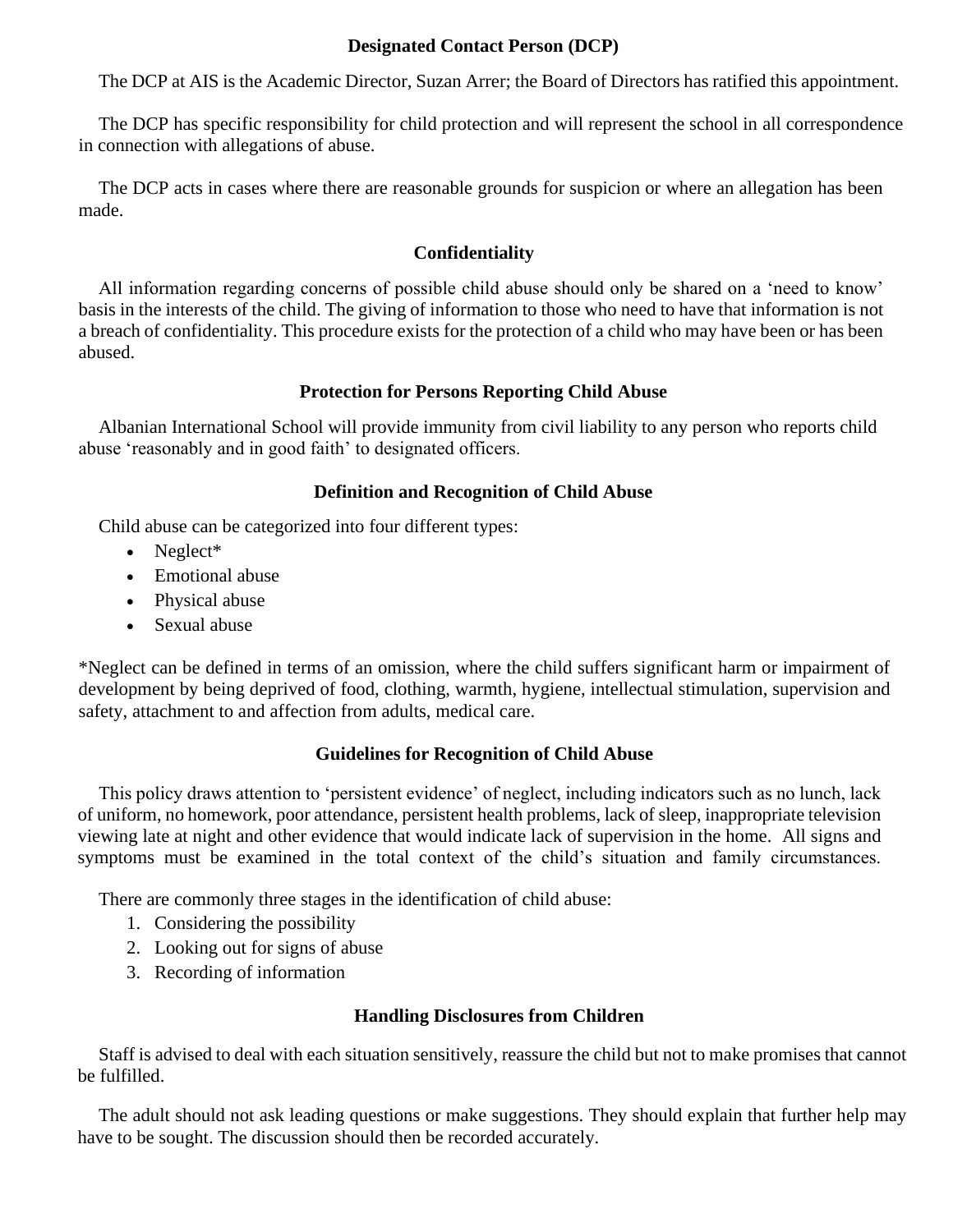## Designated Contact Person (DCP)

The DCP at AIS is the Academic Director, Suzan Arrer; the Board of Directors has ratified this appointment.

The DCP has specific responsibility for child protection and will represent the school in all correspondence in connection with allegations of abuse.

The DCP acts in cases where there are reasonable grounds for suspicion or where an allegation has been made.

## Confidentiality

All information regarding concerns of possible child abuse should only be shared on a 'need to know' basis in the interests of the child. The giving of information to those who need to have that information is not a breach of confidentiality. This procedure exists for the protection of a child who may have been or has been abused.

## Protection for Persons Reporting Child Abuse

Albanian International School will provide immunity from civil liability to any person who reports child abuse 'reasonably and in good faith' to designated officers.

## Definition and Recognition of Child Abuse

Child abuse can be categorized into four different types:

- Neglect*
- Emotional abuse
- Physical abuse
- Sexual abuse

*Neglect can be defined in terms of an omission, where the child suffers significant harm or impairment of development by being deprived of food, clothing, warmth, hygiene, intellectual stimulation, supervision and safety, attachment to and affection from adults, medical care.

## Guidelines for Recognition of Child Abuse

This policy draws attention to 'persistent evidence' of neglect, including indicators such as no lunch, lack of uniform, no homework, poor attendance, persistent health problems, lack of sleep, inappropriate television viewing late at night and other evidence that would indicate lack of supervision in the home. All signs and symptoms must be examined in the total context of the child's situation and family circumstances.

There are commonly three stages in the identification of child abuse:

1. Considering the possibility
2. Looking out for signs of abuse
3. Recording of information

## Handling Disclosures from Children

Staff is advised to deal with each situation sensitively, reassure the child but not to make promises that cannot be fulfilled.

The adult should not ask leading questions or make suggestions. They should explain that further help may have to be sought. The discussion should then be recorded accurately.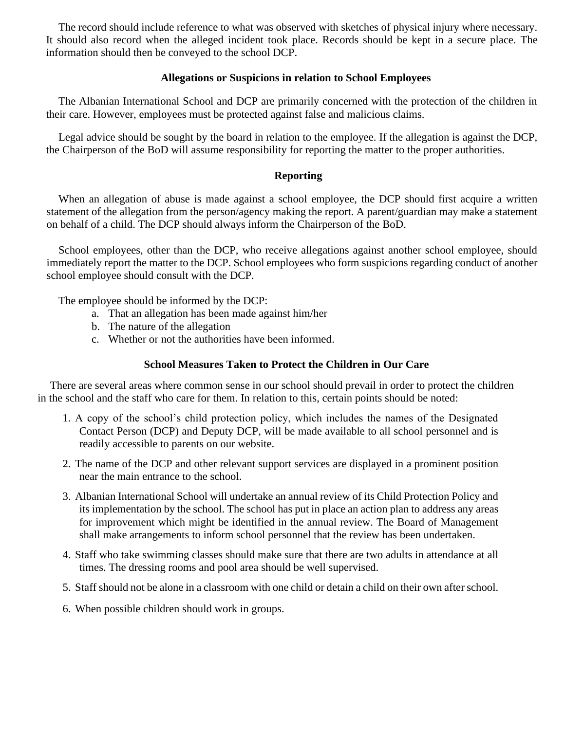The record should include reference to what was observed with sketches of physical injury where necessary. It should also record when the alleged incident took place. Records should be kept in a secure place. The information should then be conveyed to the school DCP.

### Allegations or Suspicions in relation to School Employees

The Albanian International School and DCP are primarily concerned with the protection of the children in their care. However, employees must be protected against false and malicious claims.

Legal advice should be sought by the board in relation to the employee. If the allegation is against the DCP, the Chairperson of the BoD will assume responsibility for reporting the matter to the proper authorities.

### Reporting

When an allegation of abuse is made against a school employee, the DCP should first acquire a written statement of the allegation from the person/agency making the report. A parent/guardian may make a statement on behalf of a child. The DCP should always inform the Chairperson of the BoD.

School employees, other than the DCP, who receive allegations against another school employee, should immediately report the matter to the DCP. School employees who form suspicions regarding conduct of another school employee should consult with the DCP.

The employee should be informed by the DCP:

a. That an allegation has been made against him/her
b. The nature of the allegation
c. Whether or not the authorities have been informed.

### School Measures Taken to Protect the Children in Our Care

There are several areas where common sense in our school should prevail in order to protect the children in the school and the staff who care for them. In relation to this, certain points should be noted:

1. A copy of the school's child protection policy, which includes the names of the Designated Contact Person (DCP) and Deputy DCP, will be made available to all school personnel and is readily accessible to parents on our website.
2. The name of the DCP and other relevant support services are displayed in a prominent position near the main entrance to the school.
3. Albanian International School will undertake an annual review of its Child Protection Policy and its implementation by the school. The school has put in place an action plan to address any areas for improvement which might be identified in the annual review. The Board of Management shall make arrangements to inform school personnel that the review has been undertaken.
4. Staff who take swimming classes should make sure that there are two adults in attendance at all times. The dressing rooms and pool area should be well supervised.
5. Staff should not be alone in a classroom with one child or detain a child on their own after school.
6. When possible children should work in groups.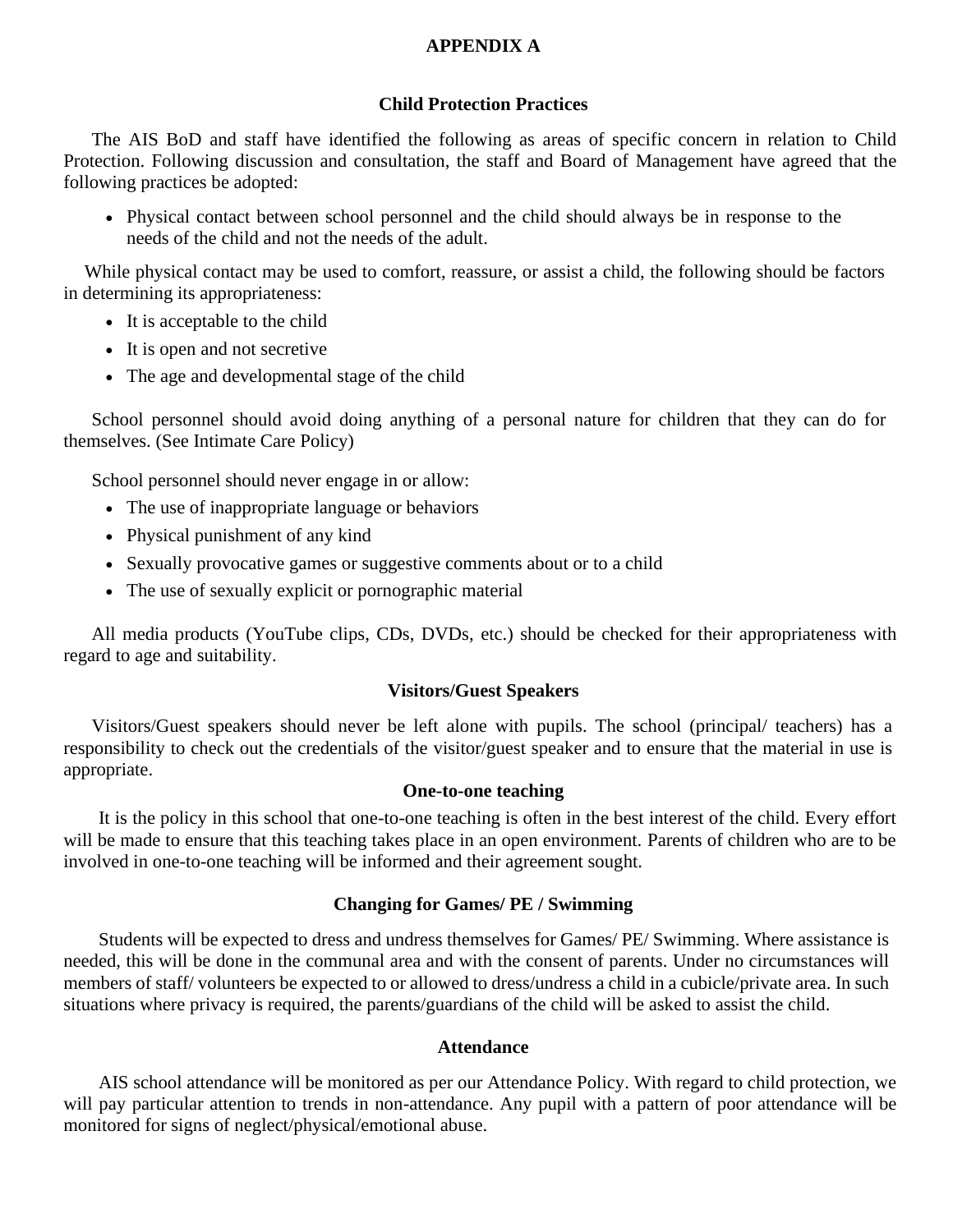# APPENDIX A

## Child Protection Practices

The AIS BoD and staff have identified the following as areas of specific concern in relation to Child Protection. Following discussion and consultation, the staff and Board of Management have agreed that the following practices be adopted:

- Physical contact between school personnel and the child should always be in response to the needs of the child and not the needs of the adult.

While physical contact may be used to comfort, reassure, or assist a child, the following should be factors in determining its appropriateness:

- It is acceptable to the child
- It is open and not secretive
- The age and developmental stage of the child

School personnel should avoid doing anything of a personal nature for children that they can do for themselves. (See Intimate Care Policy)

School personnel should never engage in or allow:

- The use of inappropriate language or behaviors
- Physical punishment of any kind
- Sexually provocative games or suggestive comments about or to a child
- The use of sexually explicit or pornographic material

All media products (YouTube clips, CDs, DVDs, etc.) should be checked for their appropriateness with regard to age and suitability.

## Visitors/Guest Speakers

Visitors/Guest speakers should never be left alone with pupils. The school (principal/ teachers) has a responsibility to check out the credentials of the visitor/guest speaker and to ensure that the material in use is appropriate.

## One-to-one teaching

It is the policy in this school that one-to-one teaching is often in the best interest of the child. Every effort will be made to ensure that this teaching takes place in an open environment. Parents of children who are to be involved in one-to-one teaching will be informed and their agreement sought.

## Changing for Games/ PE / Swimming

Students will be expected to dress and undress themselves for Games/ PE/ Swimming. Where assistance is needed, this will be done in the communal area and with the consent of parents. Under no circumstances will members of staff/ volunteers be expected to or allowed to dress/undress a child in a cubicle/private area. In such situations where privacy is required, the parents/guardians of the child will be asked to assist the child.

## Attendance

AIS school attendance will be monitored as per our Attendance Policy. With regard to child protection, we will pay particular attention to trends in non-attendance. Any pupil with a pattern of poor attendance will be monitored for signs of neglect/physical/emotional abuse.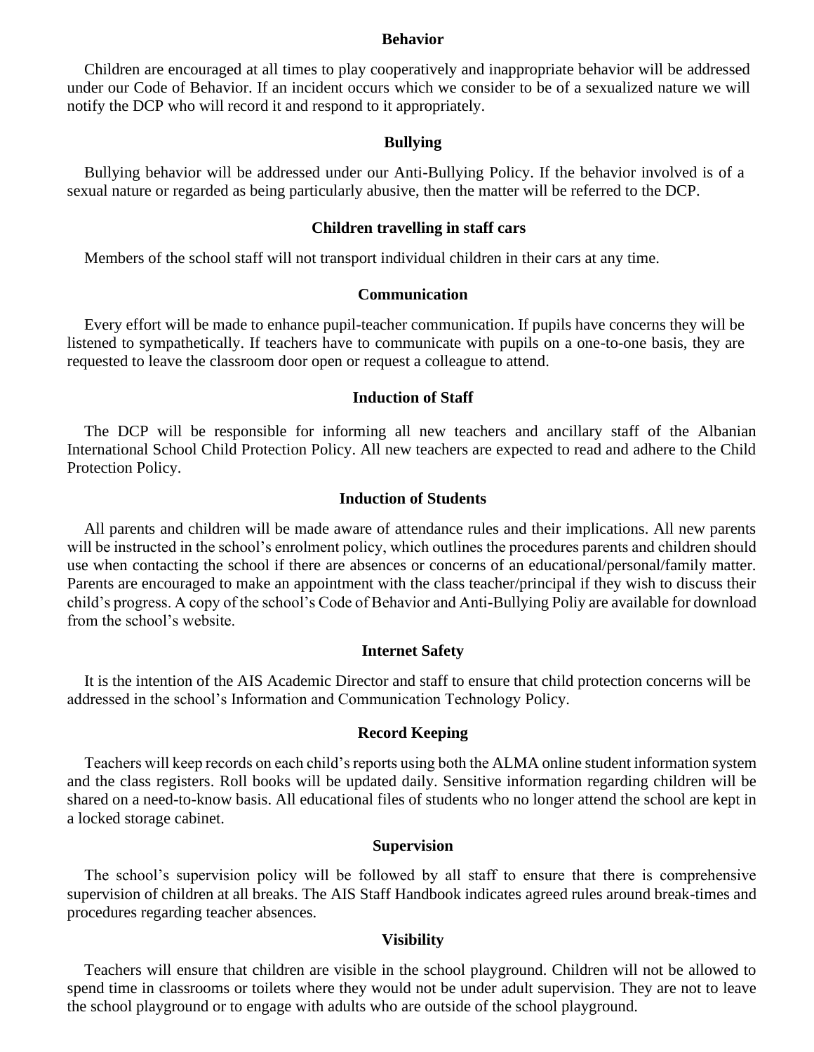## Behavior

Children are encouraged at all times to play cooperatively and inappropriate behavior will be addressed under our Code of Behavior. If an incident occurs which we consider to be of a sexualized nature we will notify the DCP who will record it and respond to it appropriately.

## Bullying

Bullying behavior will be addressed under our Anti-Bullying Policy. If the behavior involved is of a sexual nature or regarded as being particularly abusive, then the matter will be referred to the DCP.

## Children travelling in staff cars

Members of the school staff will not transport individual children in their cars at any time.

## Communication

Every effort will be made to enhance pupil-teacher communication. If pupils have concerns they will be listened to sympathetically. If teachers have to communicate with pupils on a one-to-one basis, they are requested to leave the classroom door open or request a colleague to attend.

## Induction of Staff

The DCP will be responsible for informing all new teachers and ancillary staff of the Albanian International School Child Protection Policy. All new teachers are expected to read and adhere to the Child Protection Policy.

## Induction of Students

All parents and children will be made aware of attendance rules and their implications. All new parents will be instructed in the school's enrolment policy, which outlines the procedures parents and children should use when contacting the school if there are absences or concerns of an educational/personal/family matter. Parents are encouraged to make an appointment with the class teacher/principal if they wish to discuss their child's progress. A copy of the school's Code of Behavior and Anti-Bullying Poliy are available for download from the school's website.

## Internet Safety

It is the intention of the AIS Academic Director and staff to ensure that child protection concerns will be addressed in the school's Information and Communication Technology Policy.

## Record Keeping

Teachers will keep records on each child's reports using both the ALMA online student information system and the class registers. Roll books will be updated daily. Sensitive information regarding children will be shared on a need-to-know basis. All educational files of students who no longer attend the school are kept in a locked storage cabinet.

## Supervision

The school's supervision policy will be followed by all staff to ensure that there is comprehensive supervision of children at all breaks. The AIS Staff Handbook indicates agreed rules around break-times and procedures regarding teacher absences.

## Visibility

Teachers will ensure that children are visible in the school playground. Children will not be allowed to spend time in classrooms or toilets where they would not be under adult supervision. They are not to leave the school playground or to engage with adults who are outside of the school playground.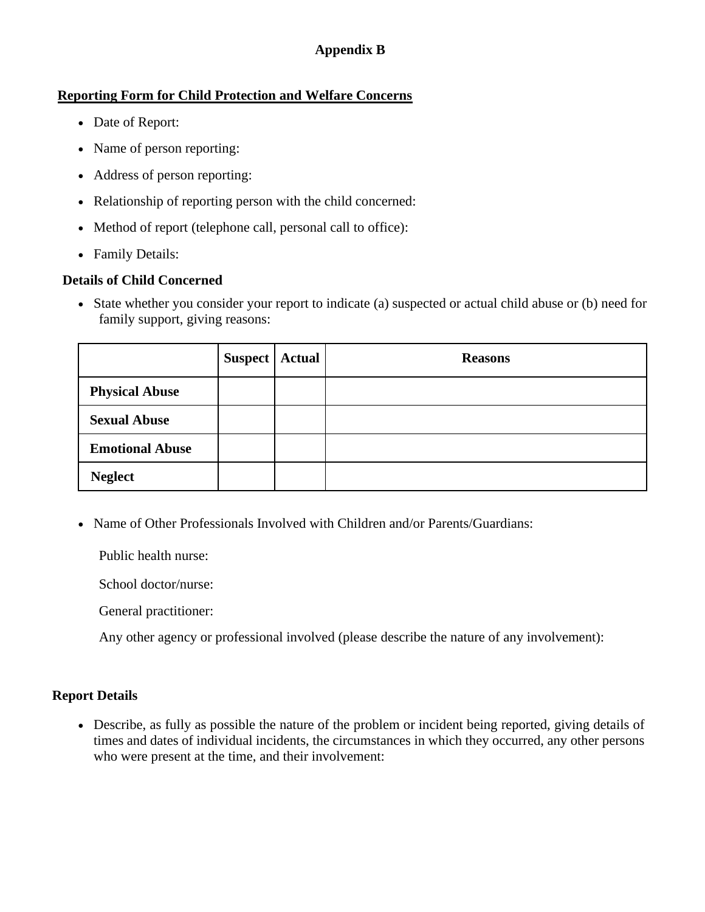**Appendix B**

## Reporting Form for Child Protection and Welfare Concerns

- Date of Report:
- Name of person reporting:
- Address of person reporting:
- Relationship of reporting person with the child concerned:
- Method of report (telephone call, personal call to office):
- Family Details:

### Details of Child Concerned

- State whether you consider your report to indicate (a) suspected or actual child abuse or (b) need for family support, giving reasons:

| | Suspect | Actual | Reasons |
|---|---|---|---|
| **Physical Abuse** | | | |
| **Sexual Abuse** | | | |
| **Emotional Abuse** | | | |
| **Neglect** | | | |

- Name of Other Professionals Involved with Children and/or Parents/Guardians:

  Public health nurse:

  School doctor/nurse:

  General practitioner:

  Any other agency or professional involved (please describe the nature of any involvement):

### Report Details

- Describe, as fully as possible the nature of the problem or incident being reported, giving details of times and dates of individual incidents, the circumstances in which they occurred, any other persons who were present at the time, and their involvement: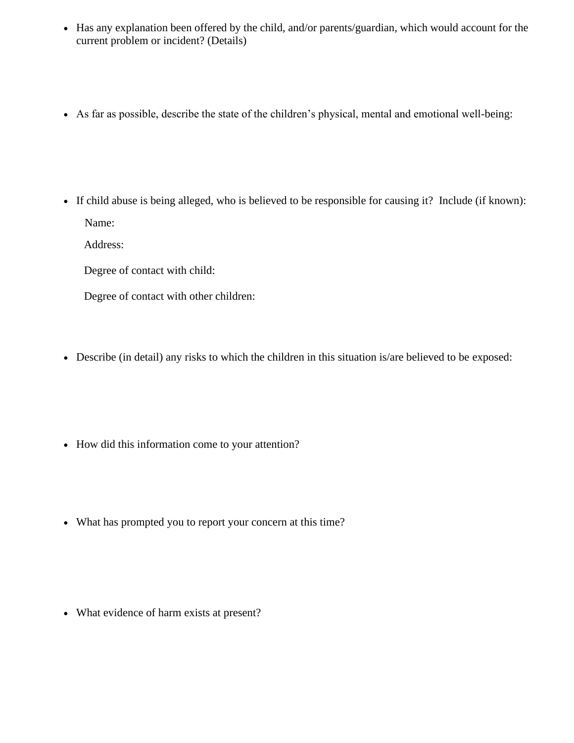- Has any explanation been offered by the child, and/or parents/guardian, which would account for the current problem or incident? (Details)

- As far as possible, describe the state of the children's physical, mental and emotional well-being:

- If child abuse is being alleged, who is believed to be responsible for causing it? Include (if known):

  Name:

  Address:

  Degree of contact with child:

  Degree of contact with other children:

- Describe (in detail) any risks to which the children in this situation is/are believed to be exposed:

- How did this information come to your attention?

- What has prompted you to report your concern at this time?

- What evidence of harm exists at present?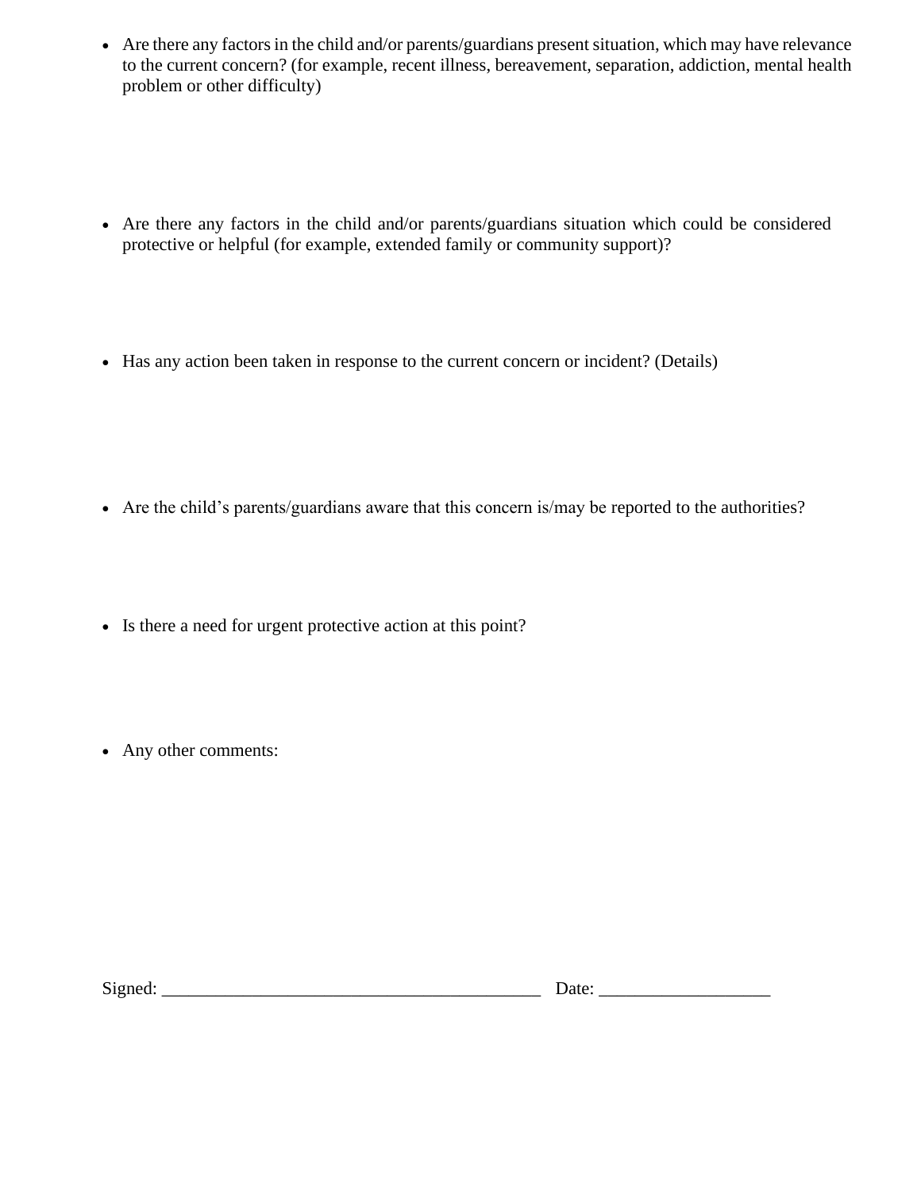- Are there any factors in the child and/or parents/guardians present situation, which may have relevance to the current concern? (for example, recent illness, bereavement, separation, addiction, mental health problem or other difficulty)

- Are there any factors in the child and/or parents/guardians situation which could be considered protective or helpful (for example, extended family or community support)?

- Has any action been taken in response to the current concern or incident? (Details)

- Are the child's parents/guardians aware that this concern is/may be reported to the authorities?

- Is there a need for urgent protective action at this point?

- Any other comments:

Signed: ___________________________________________ Date: ___________________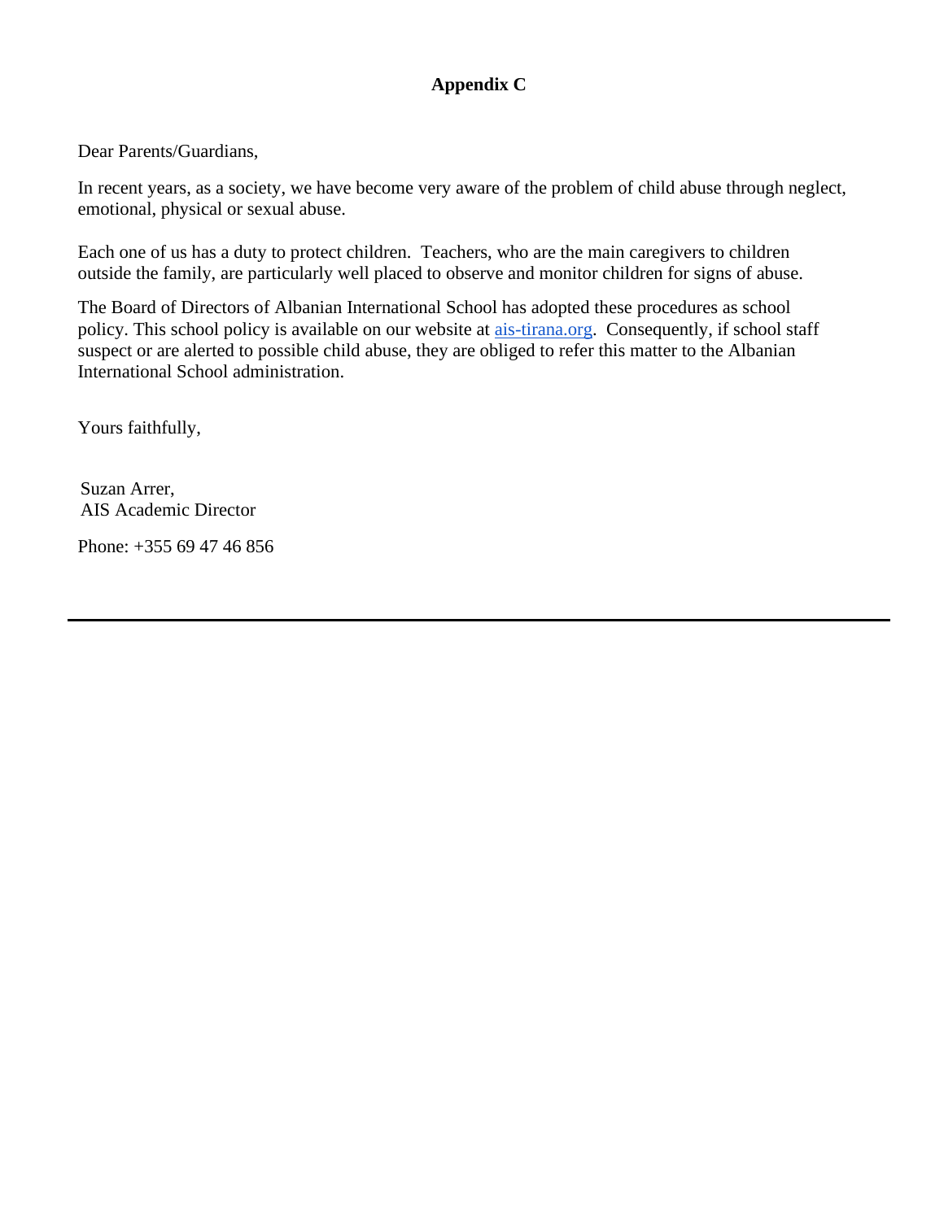# Appendix C

Dear Parents/Guardians,

In recent years, as a society, we have become very aware of the problem of child abuse through neglect, emotional, physical or sexual abuse.

Each one of us has a duty to protect children. Teachers, who are the main caregivers to children outside the family, are particularly well placed to observe and monitor children for signs of abuse.

The Board of Directors of Albanian International School has adopted these procedures as school policy. This school policy is available on our website at [ais-tirana.org](ais-tirana.org). Consequently, if school staff suspect or are alerted to possible child abuse, they are obliged to refer this matter to the Albanian International School administration.

Yours faithfully,

Suzan Arrer,
AIS Academic Director

Phone: +355 69 47 46 856

---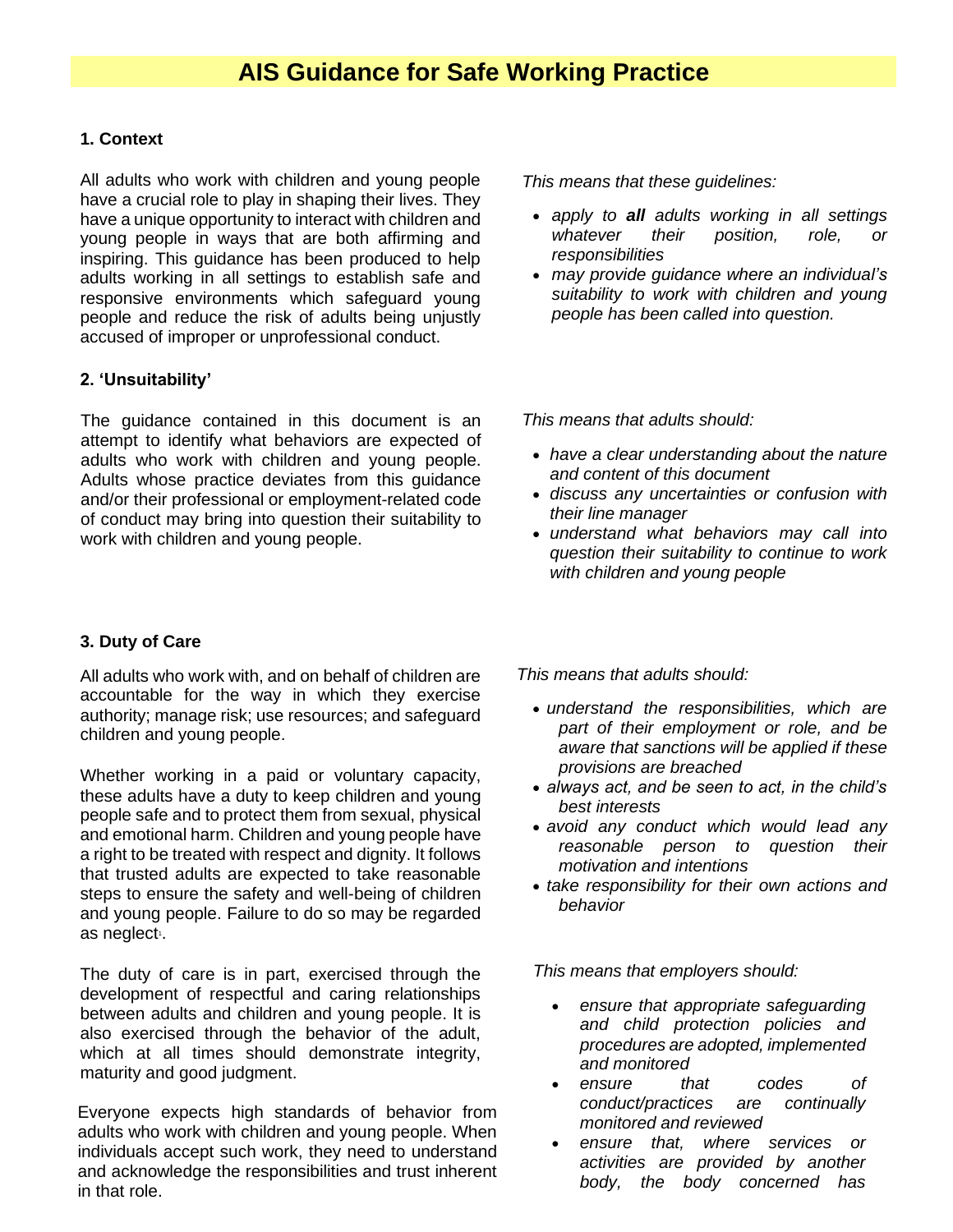# AIS Guidance for Safe Working Practice

### 1. Context

All adults who work with children and young people have a crucial role to play in shaping their lives. They have a unique opportunity to interact with children and young people in ways that are both affirming and inspiring. This guidance has been produced to help adults working in all settings to establish safe and responsive environments which safeguard young people and reduce the risk of adults being unjustly accused of improper or unprofessional conduct.

*This means that these guidelines:*

- *apply to **all** adults working in all settings whatever their position, role, or responsibilities*
- *may provide guidance where an individual's suitability to work with children and young people has been called into question.*

### 2. 'Unsuitability'

The guidance contained in this document is an attempt to identify what behaviors are expected of adults who work with children and young people. Adults whose practice deviates from this guidance and/or their professional or employment-related code of conduct may bring into question their suitability to work with children and young people.

*This means that adults should:*

- *have a clear understanding about the nature and content of this document*
- *discuss any uncertainties or confusion with their line manager*
- *understand what behaviors may call into question their suitability to continue to work with children and young people*

### 3. Duty of Care

All adults who work with, and on behalf of children are accountable for the way in which they exercise authority; manage risk; use resources; and safeguard children and young people.

Whether working in a paid or voluntary capacity, these adults have a duty to keep children and young people safe and to protect them from sexual, physical and emotional harm. Children and young people have a right to be treated with respect and dignity. It follows that trusted adults are expected to take reasonable steps to ensure the safety and well-being of children and young people. Failure to do so may be regarded as neglect[1].

The duty of care is in part, exercised through the development of respectful and caring relationships between adults and children and young people. It is also exercised through the behavior of the adult, which at all times should demonstrate integrity, maturity and good judgment.

Everyone expects high standards of behavior from adults who work with children and young people. When individuals accept such work, they need to understand and acknowledge the responsibilities and trust inherent in that role.

*This means that adults should:*

- *understand the responsibilities, which are part of their employment or role, and be aware that sanctions will be applied if these provisions are breached*
- *always act, and be seen to act, in the child's best interests*
- *avoid any conduct which would lead any reasonable person to question their motivation and intentions*
- *take responsibility for their own actions and behavior*

*This means that employers should:*

- *ensure that appropriate safeguarding and child protection policies and procedures are adopted, implemented and monitored*
- *ensure that codes of conduct/practices are continually monitored and reviewed*
- *ensure that, where services or activities are provided by another body, the body concerned has*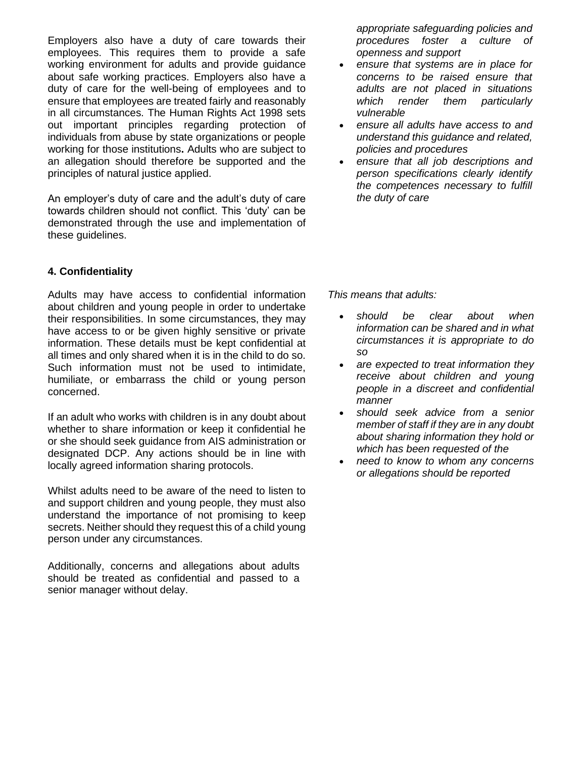Employers also have a duty of care towards their employees. This requires them to provide a safe working environment for adults and provide guidance about safe working practices. Employers also have a duty of care for the well-being of employees and to ensure that employees are treated fairly and reasonably in all circumstances. The Human Rights Act 1998 sets out important principles regarding protection of individuals from abuse by state organizations or people working for those institutions**.** Adults who are subject to an allegation should therefore be supported and the principles of natural justice applied.

An employer's duty of care and the adult's duty of care towards children should not conflict. This 'duty' can be demonstrated through the use and implementation of these guidelines.

*appropriate safeguarding policies and procedures foster a culture of openness and support*

- *ensure that systems are in place for concerns to be raised ensure that adults are not placed in situations which render them particularly vulnerable*
- *ensure all adults have access to and understand this guidance and related, policies and procedures*
- *ensure that all job descriptions and person specifications clearly identify the competences necessary to fulfill the duty of care*

### 4. Confidentiality

Adults may have access to confidential information about children and young people in order to undertake their responsibilities. In some circumstances, they may have access to or be given highly sensitive or private information. These details must be kept confidential at all times and only shared when it is in the child to do so. Such information must not be used to intimidate, humiliate, or embarrass the child or young person concerned.

If an adult who works with children is in any doubt about whether to share information or keep it confidential he or she should seek guidance from AIS administration or designated DCP. Any actions should be in line with locally agreed information sharing protocols.

Whilst adults need to be aware of the need to listen to and support children and young people, they must also understand the importance of not promising to keep secrets. Neither should they request this of a child young person under any circumstances.

Additionally, concerns and allegations about adults should be treated as confidential and passed to a senior manager without delay.

*This means that adults:*

- *should be clear about when information can be shared and in what circumstances it is appropriate to do so*
- *are expected to treat information they receive about children and young people in a discreet and confidential manner*
- *should seek advice from a senior member of staff if they are in any doubt about sharing information they hold or which has been requested of the*
- *need to know to whom any concerns or allegations should be reported*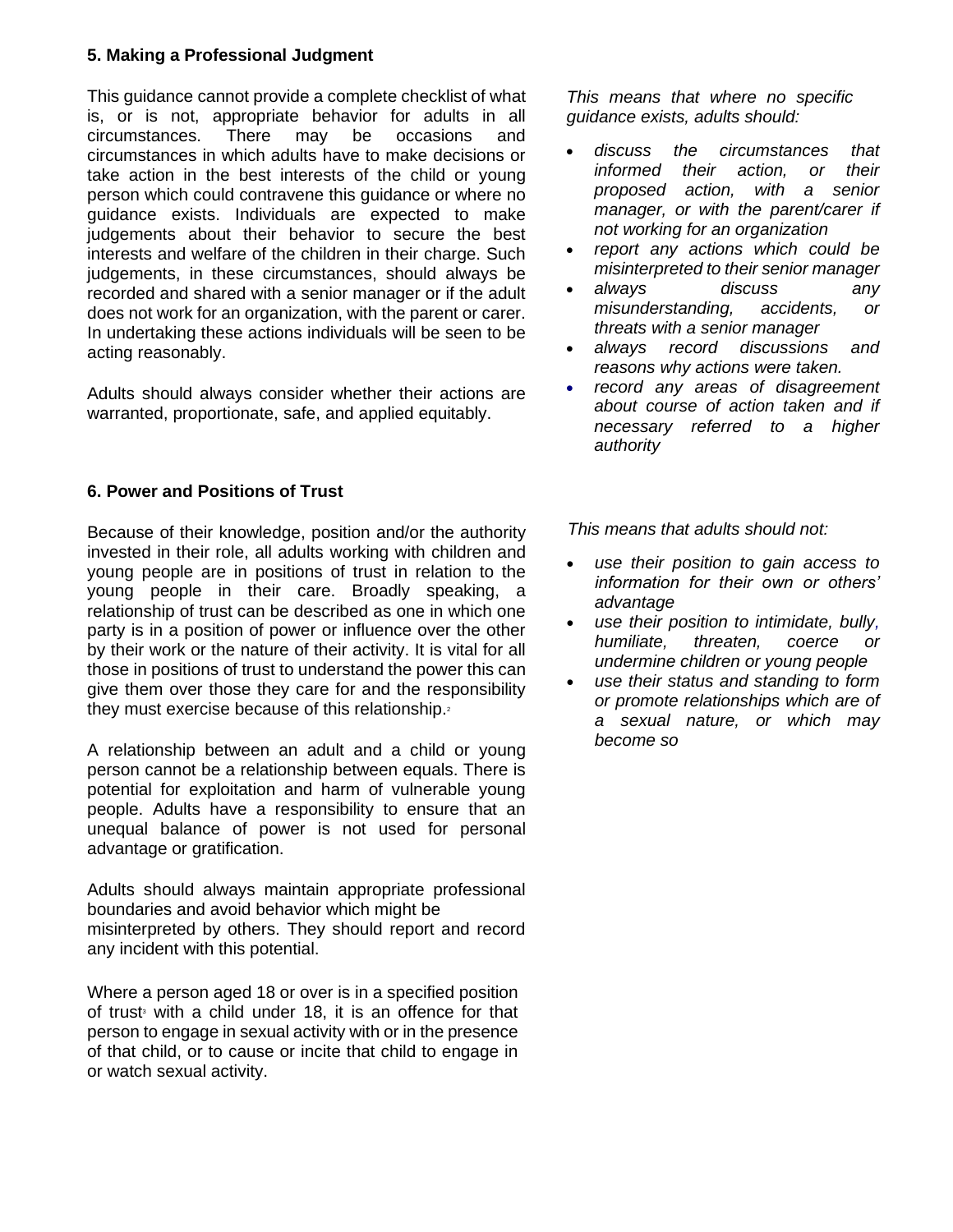### 5. Making a Professional Judgment

This guidance cannot provide a complete checklist of what is, or is not, appropriate behavior for adults in all circumstances. There may be occasions and circumstances in which adults have to make decisions or take action in the best interests of the child or young person which could contravene this guidance or where no guidance exists. Individuals are expected to make judgements about their behavior to secure the best interests and welfare of the children in their charge. Such judgements, in these circumstances, should always be recorded and shared with a senior manager or if the adult does not work for an organization, with the parent or carer. In undertaking these actions individuals will be seen to be acting reasonably.

Adults should always consider whether their actions are warranted, proportionate, safe, and applied equitably.

*This means that where no specific guidance exists, adults should:*

- *discuss the circumstances that informed their action, or their proposed action, with a senior manager, or with the parent/carer if not working for an organization*
- *report any actions which could be misinterpreted to their senior manager*
- *always discuss any misunderstanding, accidents, or threats with a senior manager*
- *always record discussions and reasons why actions were taken.*
- *record any areas of disagreement about course of action taken and if necessary referred to a higher authority*

### 6. Power and Positions of Trust

Because of their knowledge, position and/or the authority invested in their role, all adults working with children and young people are in positions of trust in relation to the young people in their care. Broadly speaking, a relationship of trust can be described as one in which one party is in a position of power or influence over the other by their work or the nature of their activity. It is vital for all those in positions of trust to understand the power this can give them over those they care for and the responsibility they must exercise because of this relationship.[2]

A relationship between an adult and a child or young person cannot be a relationship between equals. There is potential for exploitation and harm of vulnerable young people. Adults have a responsibility to ensure that an unequal balance of power is not used for personal advantage or gratification.

Adults should always maintain appropriate professional boundaries and avoid behavior which might be misinterpreted by others. They should report and record any incident with this potential.

Where a person aged 18 or over is in a specified position of trust[3] with a child under 18, it is an offence for that person to engage in sexual activity with or in the presence of that child, or to cause or incite that child to engage in or watch sexual activity.

*This means that adults should not:*

- *use their position to gain access to information for their own or others' advantage*
- *use their position to intimidate, bully, humiliate, threaten, coerce or undermine children or young people*
- *use their status and standing to form or promote relationships which are of a sexual nature, or which may become so*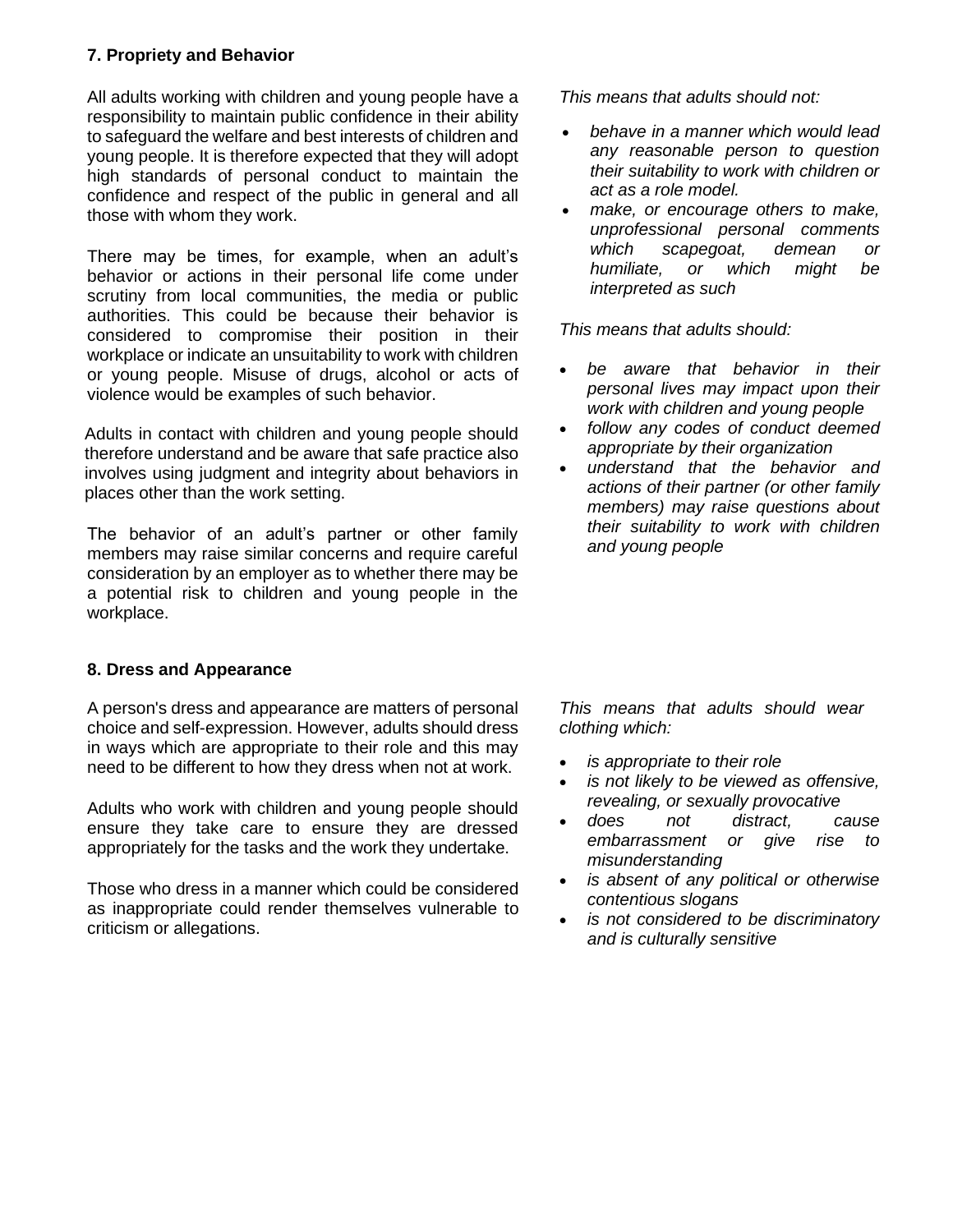## 7. Propriety and Behavior

All adults working with children and young people have a responsibility to maintain public confidence in their ability to safeguard the welfare and best interests of children and young people. It is therefore expected that they will adopt high standards of personal conduct to maintain the confidence and respect of the public in general and all those with whom they work.

There may be times, for example, when an adult's behavior or actions in their personal life come under scrutiny from local communities, the media or public authorities. This could be because their behavior is considered to compromise their position in their workplace or indicate an unsuitability to work with children or young people. Misuse of drugs, alcohol or acts of violence would be examples of such behavior.

Adults in contact with children and young people should therefore understand and be aware that safe practice also involves using judgment and integrity about behaviors in places other than the work setting.

The behavior of an adult's partner or other family members may raise similar concerns and require careful consideration by an employer as to whether there may be a potential risk to children and young people in the workplace.

*This means that adults should not:*

- *behave in a manner which would lead any reasonable person to question their suitability to work with children or act as a role model.*
- *make, or encourage others to make, unprofessional personal comments which scapegoat, demean or humiliate, or which might be interpreted as such*

*This means that adults should:*

- *be aware that behavior in their personal lives may impact upon their work with children and young people*
- *follow any codes of conduct deemed appropriate by their organization*
- *understand that the behavior and actions of their partner (or other family members) may raise questions about their suitability to work with children and young people*

## 8. Dress and Appearance

A person's dress and appearance are matters of personal choice and self-expression. However, adults should dress in ways which are appropriate to their role and this may need to be different to how they dress when not at work.

Adults who work with children and young people should ensure they take care to ensure they are dressed appropriately for the tasks and the work they undertake.

Those who dress in a manner which could be considered as inappropriate could render themselves vulnerable to criticism or allegations.

*This means that adults should wear clothing which:*

- *is appropriate to their role*
- *is not likely to be viewed as offensive, revealing, or sexually provocative*
- *does not distract, cause embarrassment or give rise to misunderstanding*
- *is absent of any political or otherwise contentious slogans*
- *is not considered to be discriminatory and is culturally sensitive*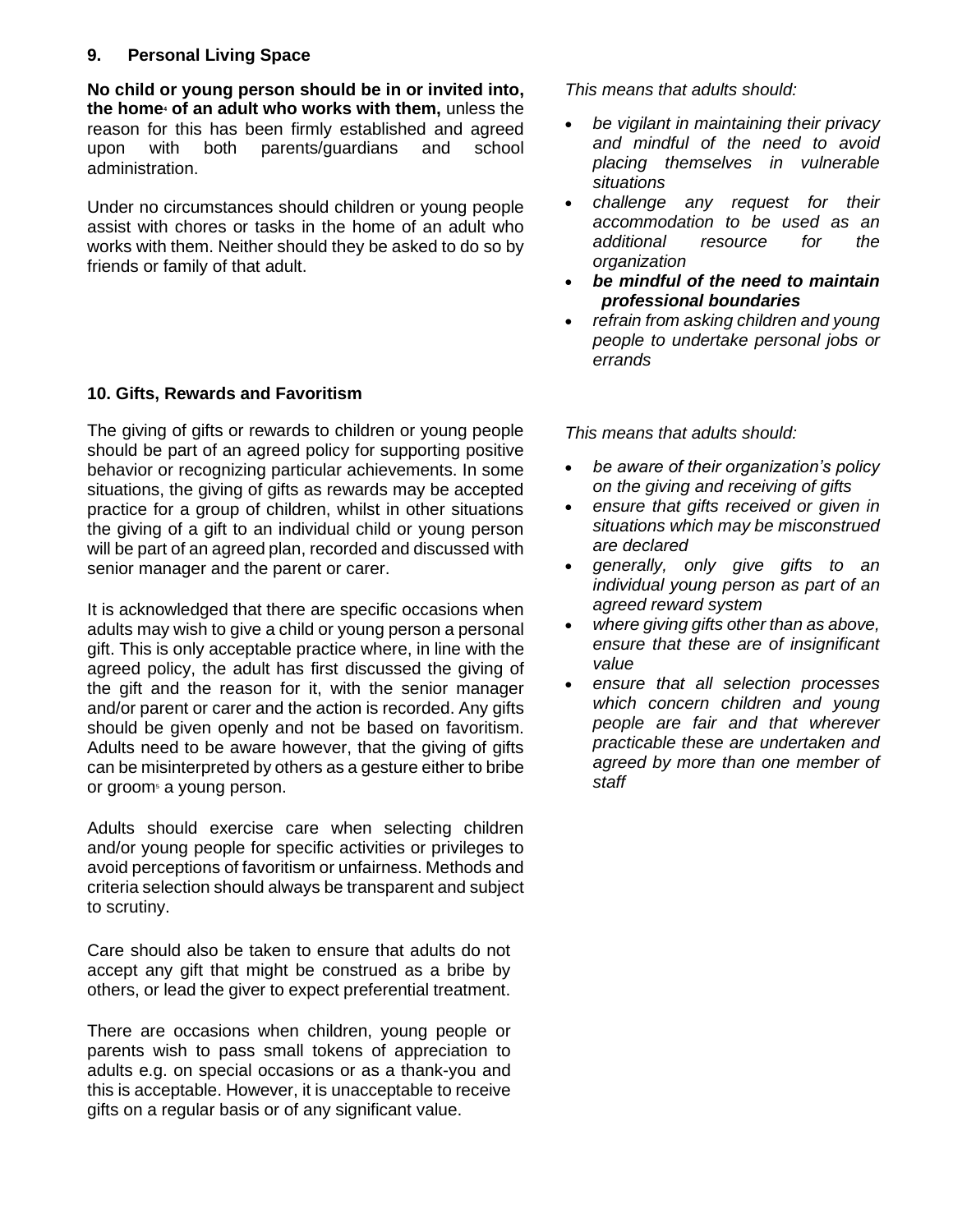## 9. Personal Living Space

**No child or young person should be in or invited into, the home[4] of an adult who works with them,** unless the reason for this has been firmly established and agreed upon with both parents/guardians and school administration.

Under no circumstances should children or young people assist with chores or tasks in the home of an adult who works with them. Neither should they be asked to do so by friends or family of that adult.

*This means that adults should:*

- *be vigilant in maintaining their privacy and mindful of the need to avoid placing themselves in vulnerable situations*
- *challenge any request for their accommodation to be used as an additional resource for the organization*
- ***be mindful of the need to maintain professional boundaries***
- *refrain from asking children and young people to undertake personal jobs or errands*

## 10. Gifts, Rewards and Favoritism

The giving of gifts or rewards to children or young people should be part of an agreed policy for supporting positive behavior or recognizing particular achievements. In some situations, the giving of gifts as rewards may be accepted practice for a group of children, whilst in other situations the giving of a gift to an individual child or young person will be part of an agreed plan, recorded and discussed with senior manager and the parent or carer.

It is acknowledged that there are specific occasions when adults may wish to give a child or young person a personal gift. This is only acceptable practice where, in line with the agreed policy, the adult has first discussed the giving of the gift and the reason for it, with the senior manager and/or parent or carer and the action is recorded. Any gifts should be given openly and not be based on favoritism. Adults need to be aware however, that the giving of gifts can be misinterpreted by others as a gesture either to bribe or groom[5] a young person.

Adults should exercise care when selecting children and/or young people for specific activities or privileges to avoid perceptions of favoritism or unfairness. Methods and criteria selection should always be transparent and subject to scrutiny.

Care should also be taken to ensure that adults do not accept any gift that might be construed as a bribe by others, or lead the giver to expect preferential treatment.

There are occasions when children, young people or parents wish to pass small tokens of appreciation to adults e.g. on special occasions or as a thank-you and this is acceptable. However, it is unacceptable to receive gifts on a regular basis or of any significant value.

*This means that adults should:*

- *be aware of their organization's policy on the giving and receiving of gifts*
- *ensure that gifts received or given in situations which may be misconstrued are declared*
- *generally, only give gifts to an individual young person as part of an agreed reward system*
- *where giving gifts other than as above, ensure that these are of insignificant value*
- *ensure that all selection processes which concern children and young people are fair and that wherever practicable these are undertaken and agreed by more than one member of staff*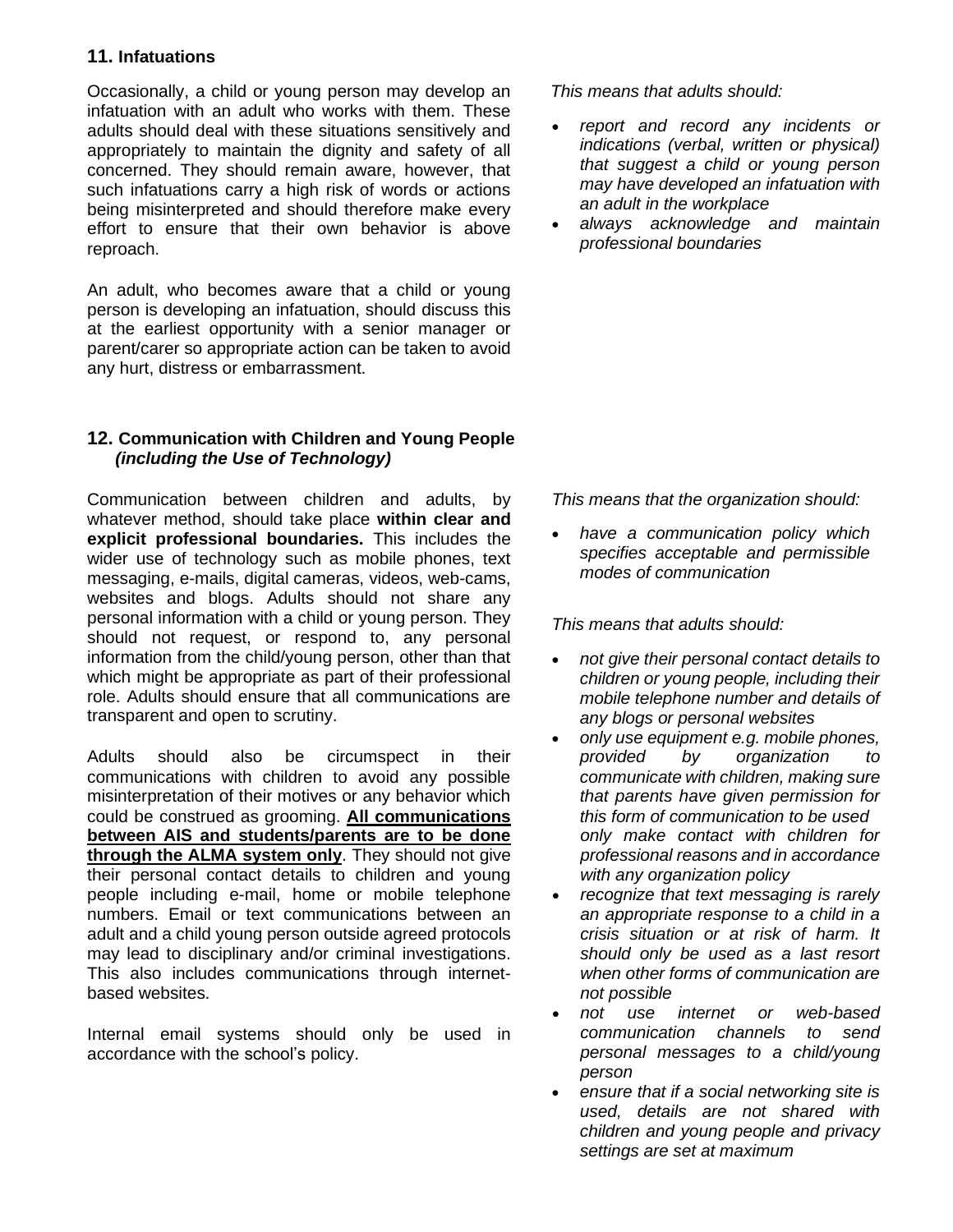## 11. Infatuations

Occasionally, a child or young person may develop an infatuation with an adult who works with them. These adults should deal with these situations sensitively and appropriately to maintain the dignity and safety of all concerned. They should remain aware, however, that such infatuations carry a high risk of words or actions being misinterpreted and should therefore make every effort to ensure that their own behavior is above reproach.

An adult, who becomes aware that a child or young person is developing an infatuation, should discuss this at the earliest opportunity with a senior manager or parent/carer so appropriate action can be taken to avoid any hurt, distress or embarrassment.

*This means that adults should:*

- *report and record any incidents or indications (verbal, written or physical) that suggest a child or young person may have developed an infatuation with an adult in the workplace*
- *always acknowledge and maintain professional boundaries*

## 12. Communication with Children and Young People *(including the Use of Technology)*

Communication between children and adults, by whatever method, should take place **within clear and explicit professional boundaries.** This includes the wider use of technology such as mobile phones, text messaging, e-mails, digital cameras, videos, web-cams, websites and blogs. Adults should not share any personal information with a child or young person. They should not request, or respond to, any personal information from the child/young person, other than that which might be appropriate as part of their professional role. Adults should ensure that all communications are transparent and open to scrutiny.

Adults should also be circumspect in their communications with children to avoid any possible misinterpretation of their motives or any behavior which could be construed as grooming. **All communications between AIS and students/parents are to be done through the ALMA system only**. They should not give their personal contact details to children and young people including e-mail, home or mobile telephone numbers. Email or text communications between an adult and a child young person outside agreed protocols may lead to disciplinary and/or criminal investigations. This also includes communications through internet-based websites.

Internal email systems should only be used in accordance with the school's policy.

*This means that the organization should:*

- *have a communication policy which specifies acceptable and permissible modes of communication*

*This means that adults should:*

- *not give their personal contact details to children or young people, including their mobile telephone number and details of any blogs or personal websites*
- *only use equipment e.g. mobile phones, provided by organization to communicate with children, making sure that parents have given permission for this form of communication to be used only make contact with children for professional reasons and in accordance with any organization policy*
- *recognize that text messaging is rarely an appropriate response to a child in a crisis situation or at risk of harm. It should only be used as a last resort when other forms of communication are not possible*
- *not use internet or web-based communication channels to send personal messages to a child/young person*
- *ensure that if a social networking site is used, details are not shared with children and young people and privacy settings are set at maximum*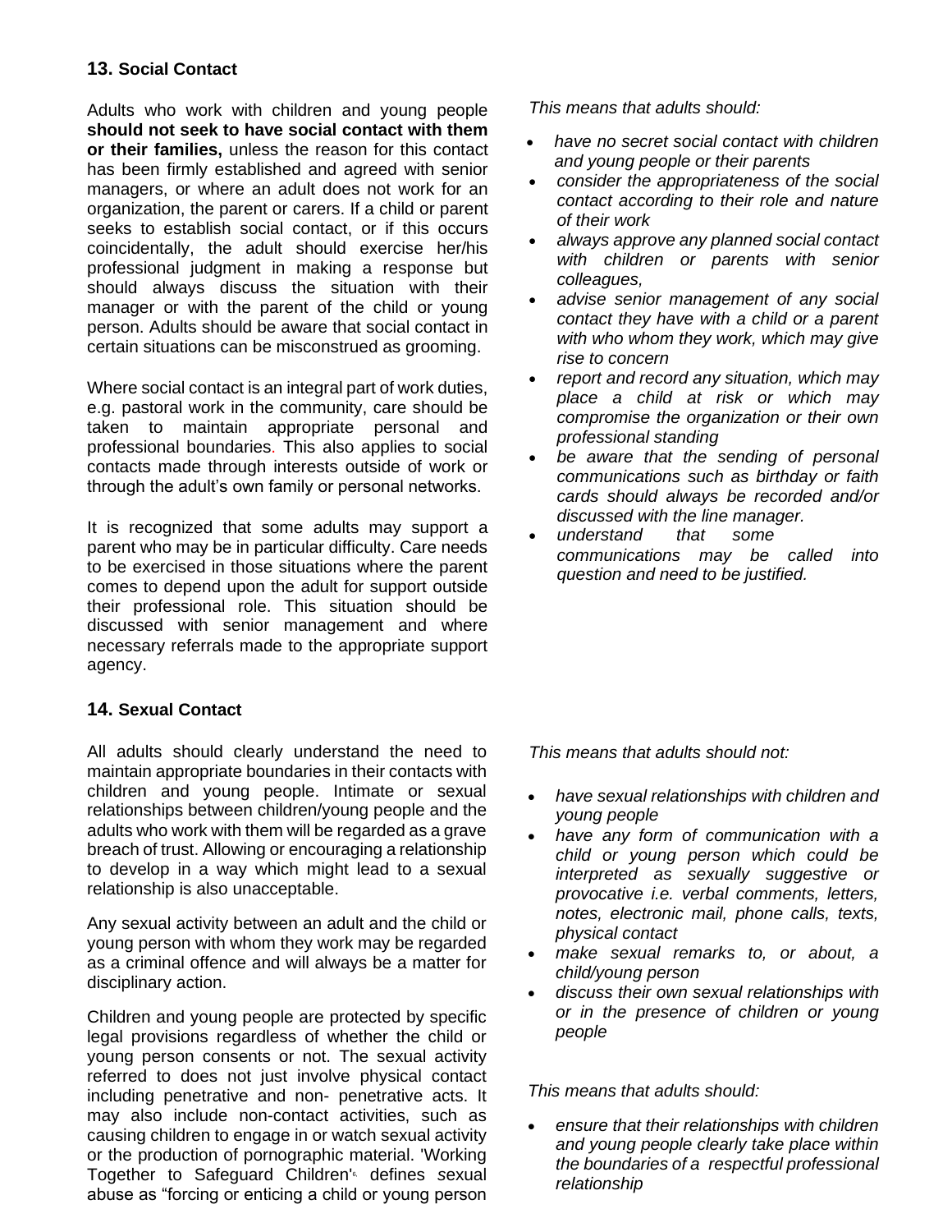## 13. Social Contact

Adults who work with children and young people **should not seek to have social contact with them or their families,** unless the reason for this contact has been firmly established and agreed with senior managers, or where an adult does not work for an organization, the parent or carers. If a child or parent seeks to establish social contact, or if this occurs coincidentally, the adult should exercise her/his professional judgment in making a response but should always discuss the situation with their manager or with the parent of the child or young person. Adults should be aware that social contact in certain situations can be misconstrued as grooming.

Where social contact is an integral part of work duties, e.g. pastoral work in the community, care should be taken to maintain appropriate personal and professional boundaries. This also applies to social contacts made through interests outside of work or through the adult's own family or personal networks.

It is recognized that some adults may support a parent who may be in particular difficulty. Care needs to be exercised in those situations where the parent comes to depend upon the adult for support outside their professional role. This situation should be discussed with senior management and where necessary referrals made to the appropriate support agency.

*This means that adults should:*

- *have no secret social contact with children and young people or their parents*
- *consider the appropriateness of the social contact according to their role and nature of their work*
- *always approve any planned social contact with children or parents with senior colleagues,*
- *advise senior management of any social contact they have with a child or a parent with who whom they work, which may give rise to concern*
- *report and record any situation, which may place a child at risk or which may compromise the organization or their own professional standing*
- *be aware that the sending of personal communications such as birthday or faith cards should always be recorded and/or discussed with the line manager.*
- *understand that some communications may be called into question and need to be justified.*

## 14. Sexual Contact

All adults should clearly understand the need to maintain appropriate boundaries in their contacts with children and young people. Intimate or sexual relationships between children/young people and the adults who work with them will be regarded as a grave breach of trust. Allowing or encouraging a relationship to develop in a way which might lead to a sexual relationship is also unacceptable.

Any sexual activity between an adult and the child or young person with whom they work may be regarded as a criminal offence and will always be a matter for disciplinary action.

Children and young people are protected by specific legal provisions regardless of whether the child or young person consents or not. The sexual activity referred to does not just involve physical contact including penetrative and non- penetrative acts. It may also include non-contact activities, such as causing children to engage in or watch sexual activity or the production of pornographic material. 'Working Together to Safeguard Children'[6] defines sexual abuse as "forcing or enticing a child or young person

*This means that adults should not:*

- *have sexual relationships with children and young people*
- *have any form of communication with a child or young person which could be interpreted as sexually suggestive or provocative i.e. verbal comments, letters, notes, electronic mail, phone calls, texts, physical contact*
- *make sexual remarks to, or about, a child/young person*
- *discuss their own sexual relationships with or in the presence of children or young people*

*This means that adults should:*

- *ensure that their relationships with children and young people clearly take place within the boundaries of a respectful professional relationship*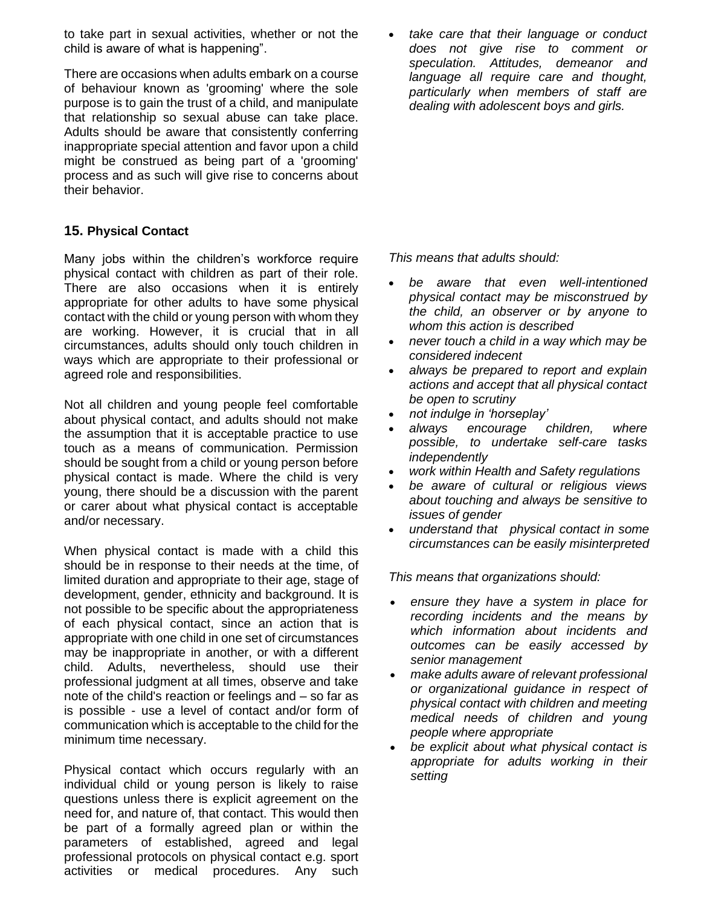to take part in sexual activities, whether or not the child is aware of what is happening".

There are occasions when adults embark on a course of behaviour known as 'grooming' where the sole purpose is to gain the trust of a child, and manipulate that relationship so sexual abuse can take place. Adults should be aware that consistently conferring inappropriate special attention and favor upon a child might be construed as being part of a 'grooming' process and as such will give rise to concerns about their behavior.

- *take care that their language or conduct does not give rise to comment or speculation. Attitudes, demeanor and language all require care and thought, particularly when members of staff are dealing with adolescent boys and girls.*

### 15. Physical Contact

Many jobs within the children's workforce require physical contact with children as part of their role. There are also occasions when it is entirely appropriate for other adults to have some physical contact with the child or young person with whom they are working. However, it is crucial that in all circumstances, adults should only touch children in ways which are appropriate to their professional or agreed role and responsibilities.

Not all children and young people feel comfortable about physical contact, and adults should not make the assumption that it is acceptable practice to use touch as a means of communication. Permission should be sought from a child or young person before physical contact is made. Where the child is very young, there should be a discussion with the parent or carer about what physical contact is acceptable and/or necessary.

When physical contact is made with a child this should be in response to their needs at the time, of limited duration and appropriate to their age, stage of development, gender, ethnicity and background. It is not possible to be specific about the appropriateness of each physical contact, since an action that is appropriate with one child in one set of circumstances may be inappropriate in another, or with a different child. Adults, nevertheless, should use their professional judgment at all times, observe and take note of the child's reaction or feelings and – so far as is possible - use a level of contact and/or form of communication which is acceptable to the child for the minimum time necessary.

Physical contact which occurs regularly with an individual child or young person is likely to raise questions unless there is explicit agreement on the need for, and nature of, that contact. This would then be part of a formally agreed plan or within the parameters of established, agreed and legal professional protocols on physical contact e.g. sport activities or medical procedures. Any such

*This means that adults should:*

- *be aware that even well-intentioned physical contact may be misconstrued by the child, an observer or by anyone to whom this action is described*
- *never touch a child in a way which may be considered indecent*
- *always be prepared to report and explain actions and accept that all physical contact be open to scrutiny*
- *not indulge in 'horseplay'*
- *always encourage children, where possible, to undertake self-care tasks independently*
- *work within Health and Safety regulations*
- *be aware of cultural or religious views about touching and always be sensitive to issues of gender*
- *understand that physical contact in some circumstances can be easily misinterpreted*

*This means that organizations should:*

- *ensure they have a system in place for recording incidents and the means by which information about incidents and outcomes can be easily accessed by senior management*
- *make adults aware of relevant professional or organizational guidance in respect of physical contact with children and meeting medical needs of children and young people where appropriate*
- *be explicit about what physical contact is appropriate for adults working in their setting*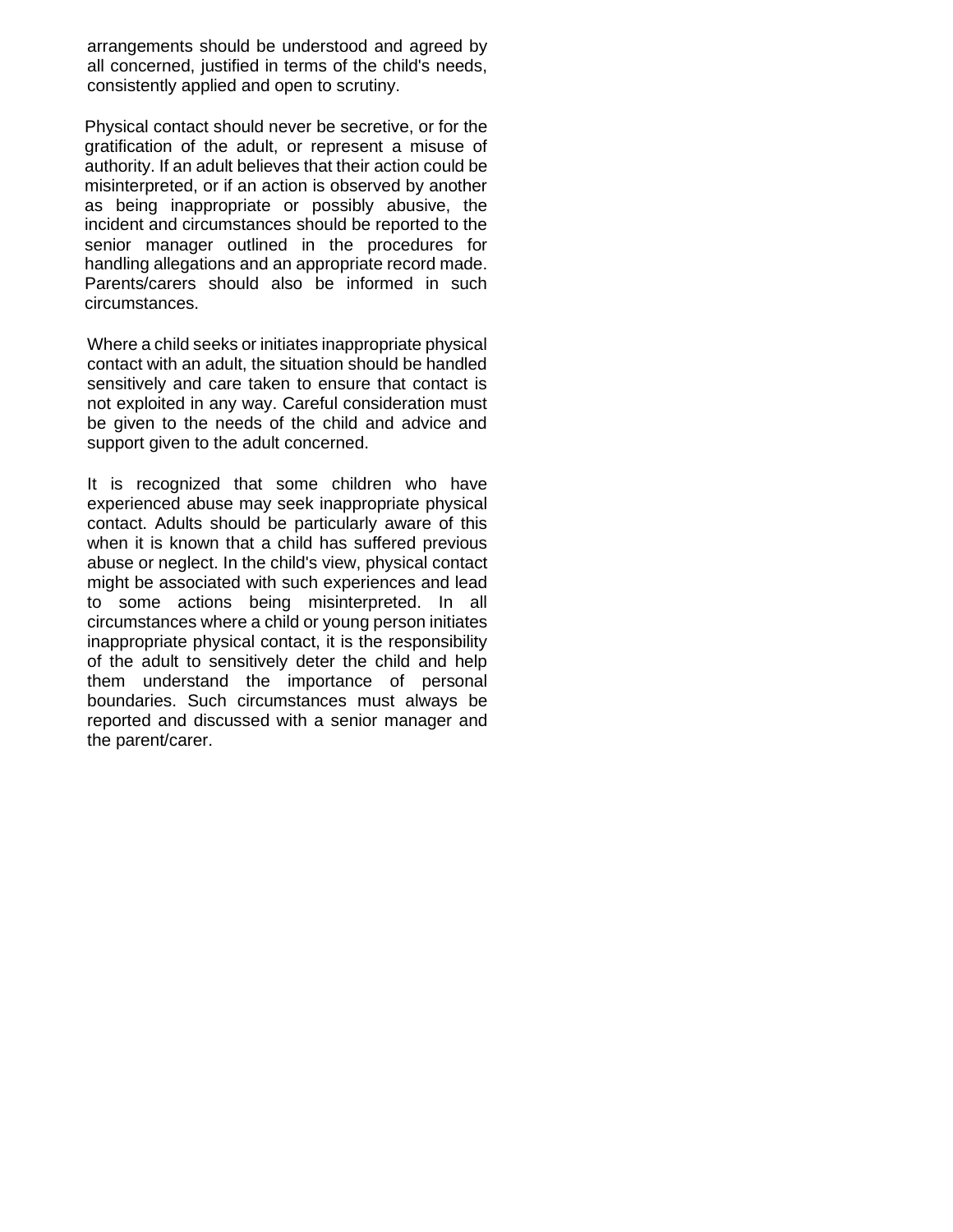arrangements should be understood and agreed by all concerned, justified in terms of the child's needs, consistently applied and open to scrutiny.

Physical contact should never be secretive, or for the gratification of the adult, or represent a misuse of authority. If an adult believes that their action could be misinterpreted, or if an action is observed by another as being inappropriate or possibly abusive, the incident and circumstances should be reported to the senior manager outlined in the procedures for handling allegations and an appropriate record made. Parents/carers should also be informed in such circumstances.

Where a child seeks or initiates inappropriate physical contact with an adult, the situation should be handled sensitively and care taken to ensure that contact is not exploited in any way. Careful consideration must be given to the needs of the child and advice and support given to the adult concerned.

It is recognized that some children who have experienced abuse may seek inappropriate physical contact. Adults should be particularly aware of this when it is known that a child has suffered previous abuse or neglect. In the child's view, physical contact might be associated with such experiences and lead to some actions being misinterpreted. In all circumstances where a child or young person initiates inappropriate physical contact, it is the responsibility of the adult to sensitively deter the child and help them understand the importance of personal boundaries. Such circumstances must always be reported and discussed with a senior manager and the parent/carer.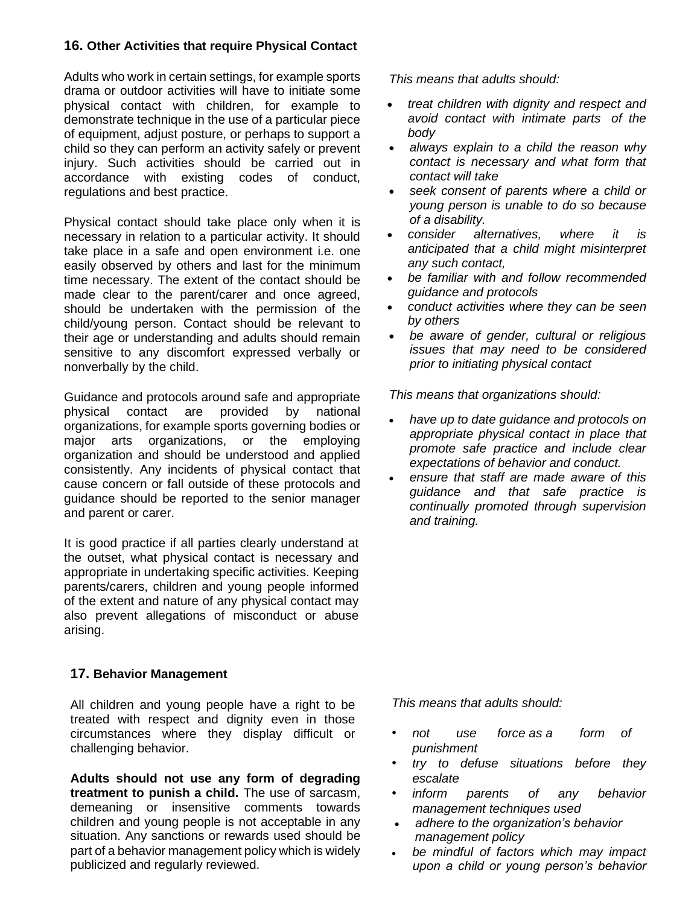## 16. Other Activities that require Physical Contact

Adults who work in certain settings, for example sports drama or outdoor activities will have to initiate some physical contact with children, for example to demonstrate technique in the use of a particular piece of equipment, adjust posture, or perhaps to support a child so they can perform an activity safely or prevent injury. Such activities should be carried out in accordance with existing codes of conduct, regulations and best practice.

Physical contact should take place only when it is necessary in relation to a particular activity. It should take place in a safe and open environment i.e. one easily observed by others and last for the minimum time necessary. The extent of the contact should be made clear to the parent/carer and once agreed, should be undertaken with the permission of the child/young person. Contact should be relevant to their age or understanding and adults should remain sensitive to any discomfort expressed verbally or nonverbally by the child.

Guidance and protocols around safe and appropriate physical contact are provided by national organizations, for example sports governing bodies or major arts organizations, or the employing organization and should be understood and applied consistently. Any incidents of physical contact that cause concern or fall outside of these protocols and guidance should be reported to the senior manager and parent or carer.

It is good practice if all parties clearly understand at the outset, what physical contact is necessary and appropriate in undertaking specific activities. Keeping parents/carers, children and young people informed of the extent and nature of any physical contact may also prevent allegations of misconduct or abuse arising.

*This means that adults should:*

- *treat children with dignity and respect and avoid contact with intimate parts of the body*
- *always explain to a child the reason why contact is necessary and what form that contact will take*
- *seek consent of parents where a child or young person is unable to do so because of a disability.*
- *consider alternatives, where it is anticipated that a child might misinterpret any such contact,*
- *be familiar with and follow recommended guidance and protocols*
- *conduct activities where they can be seen by others*
- *be aware of gender, cultural or religious issues that may need to be considered prior to initiating physical contact*

*This means that organizations should:*

- *have up to date guidance and protocols on appropriate physical contact in place that promote safe practice and include clear expectations of behavior and conduct.*
- *ensure that staff are made aware of this guidance and that safe practice is continually promoted through supervision and training.*

## 17. Behavior Management

All children and young people have a right to be treated with respect and dignity even in those circumstances where they display difficult or challenging behavior.

**Adults should not use any form of degrading treatment to punish a child.** The use of sarcasm, demeaning or insensitive comments towards children and young people is not acceptable in any situation. Any sanctions or rewards used should be part of a behavior management policy which is widely publicized and regularly reviewed.

*This means that adults should:*

- *not use force as a form of punishment*
- *try to defuse situations before they escalate*
- *inform parents of any behavior management techniques used*
- *adhere to the organization's behavior management policy*
- *be mindful of factors which may impact upon a child or young person's behavior*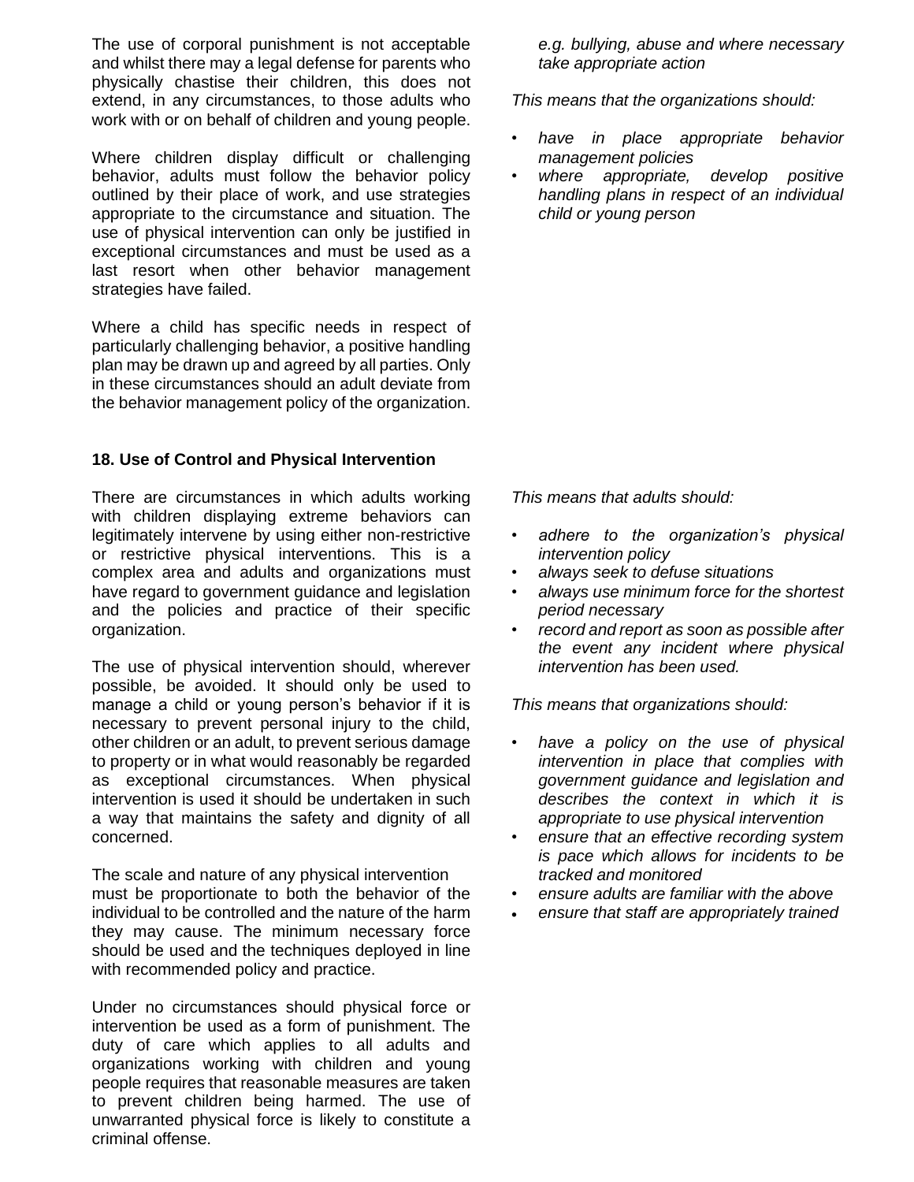The use of corporal punishment is not acceptable and whilst there may a legal defense for parents who physically chastise their children, this does not extend, in any circumstances, to those adults who work with or on behalf of children and young people.

Where children display difficult or challenging behavior, adults must follow the behavior policy outlined by their place of work, and use strategies appropriate to the circumstance and situation. The use of physical intervention can only be justified in exceptional circumstances and must be used as a last resort when other behavior management strategies have failed.

Where a child has specific needs in respect of particularly challenging behavior, a positive handling plan may be drawn up and agreed by all parties. Only in these circumstances should an adult deviate from the behavior management policy of the organization.

*e.g. bullying, abuse and where necessary take appropriate action*

*This means that the organizations should:*

- *have in place appropriate behavior management policies*
- *where appropriate, develop positive handling plans in respect of an individual child or young person*

**18. Use of Control and Physical Intervention**

There are circumstances in which adults working with children displaying extreme behaviors can legitimately intervene by using either non-restrictive or restrictive physical interventions. This is a complex area and adults and organizations must have regard to government guidance and legislation and the policies and practice of their specific organization.

The use of physical intervention should, wherever possible, be avoided. It should only be used to manage a child or young person's behavior if it is necessary to prevent personal injury to the child, other children or an adult, to prevent serious damage to property or in what would reasonably be regarded as exceptional circumstances. When physical intervention is used it should be undertaken in such a way that maintains the safety and dignity of all concerned.

The scale and nature of any physical intervention must be proportionate to both the behavior of the individual to be controlled and the nature of the harm they may cause. The minimum necessary force should be used and the techniques deployed in line with recommended policy and practice.

Under no circumstances should physical force or intervention be used as a form of punishment. The duty of care which applies to all adults and organizations working with children and young people requires that reasonable measures are taken to prevent children being harmed. The use of unwarranted physical force is likely to constitute a criminal offense.

*This means that adults should:*

- *adhere to the organization's physical intervention policy*
- *always seek to defuse situations*
- *always use minimum force for the shortest period necessary*
- *record and report as soon as possible after the event any incident where physical intervention has been used.*

*This means that organizations should:*

- *have a policy on the use of physical intervention in place that complies with government guidance and legislation and describes the context in which it is appropriate to use physical intervention*
- *ensure that an effective recording system is pace which allows for incidents to be tracked and monitored*
- *ensure adults are familiar with the above*
- *ensure that staff are appropriately trained*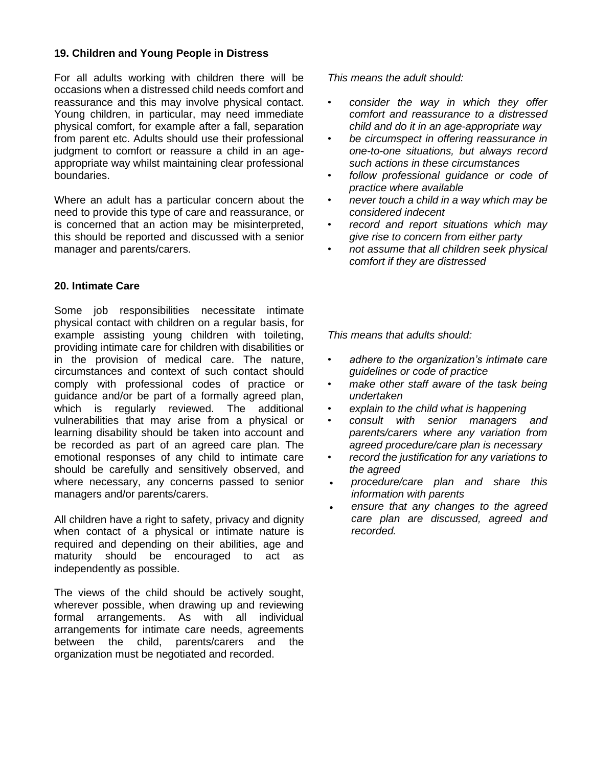### 19. Children and Young People in Distress

For all adults working with children there will be occasions when a distressed child needs comfort and reassurance and this may involve physical contact. Young children, in particular, may need immediate physical comfort, for example after a fall, separation from parent etc. Adults should use their professional judgment to comfort or reassure a child in an age-appropriate way whilst maintaining clear professional boundaries.

Where an adult has a particular concern about the need to provide this type of care and reassurance, or is concerned that an action may be misinterpreted, this should be reported and discussed with a senior manager and parents/carers.

*This means the adult should:*

- *consider the way in which they offer comfort and reassurance to a distressed child and do it in an age-appropriate way*
- *be circumspect in offering reassurance in one-to-one situations, but always record such actions in these circumstances*
- *follow professional guidance or code of practice where available*
- *never touch a child in a way which may be considered indecent*
- *record and report situations which may give rise to concern from either party*
- *not assume that all children seek physical comfort if they are distressed*

### 20. Intimate Care

Some job responsibilities necessitate intimate physical contact with children on a regular basis, for example assisting young children with toileting, providing intimate care for children with disabilities or in the provision of medical care. The nature, circumstances and context of such contact should comply with professional codes of practice or guidance and/or be part of a formally agreed plan, which is regularly reviewed. The additional vulnerabilities that may arise from a physical or learning disability should be taken into account and be recorded as part of an agreed care plan. The emotional responses of any child to intimate care should be carefully and sensitively observed, and where necessary, any concerns passed to senior managers and/or parents/carers.

All children have a right to safety, privacy and dignity when contact of a physical or intimate nature is required and depending on their abilities, age and maturity should be encouraged to act as independently as possible.

The views of the child should be actively sought, wherever possible, when drawing up and reviewing formal arrangements. As with all individual arrangements for intimate care needs, agreements between the child, parents/carers and the organization must be negotiated and recorded.

*This means that adults should:*

- *adhere to the organization's intimate care guidelines or code of practice*
- *make other staff aware of the task being undertaken*
- *explain to the child what is happening*
- *consult with senior managers and parents/carers where any variation from agreed procedure/care plan is necessary*
- *record the justification for any variations to the agreed*
- *procedure/care plan and share this information with parents*
- *ensure that any changes to the agreed care plan are discussed, agreed and recorded.*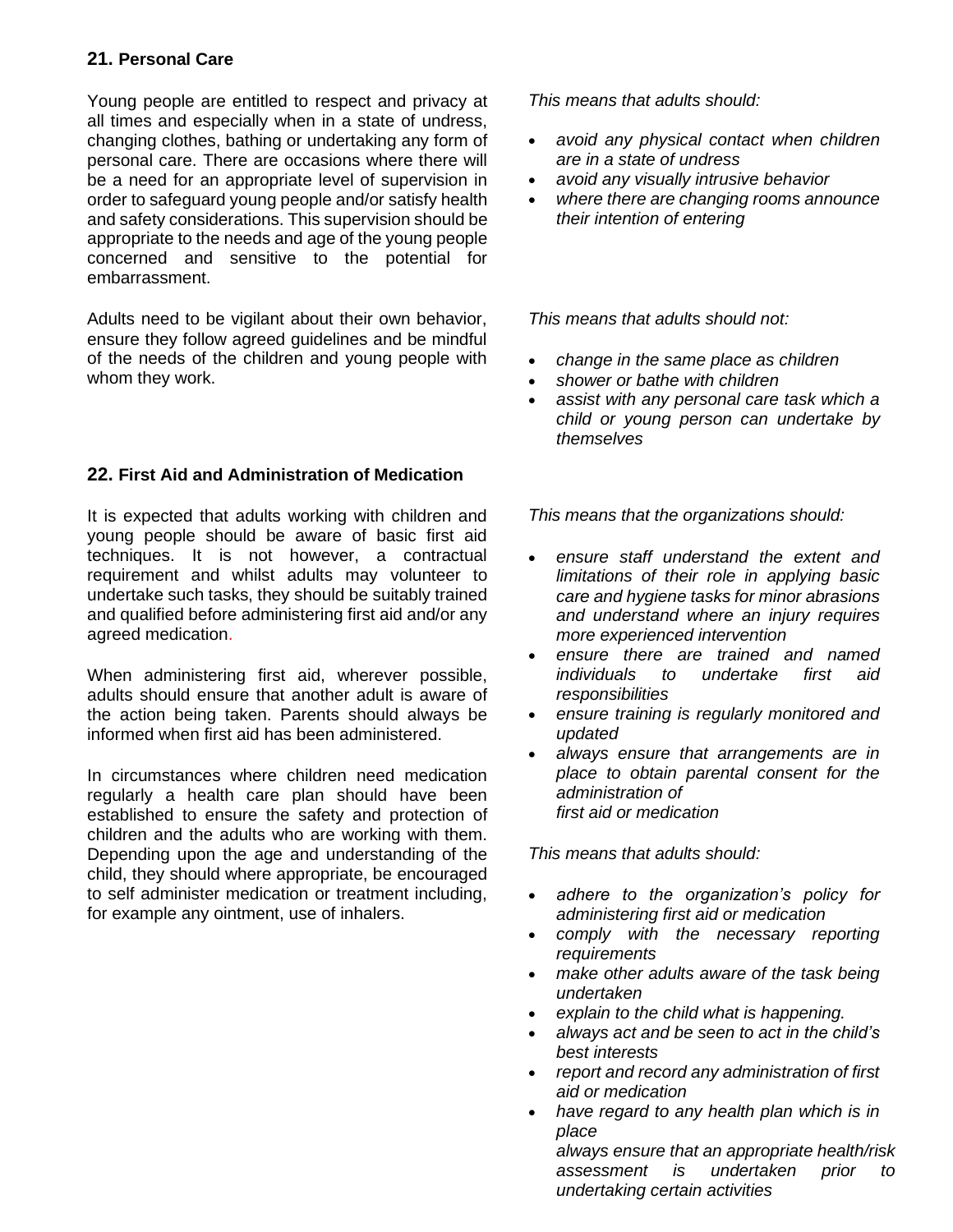## 21. Personal Care

Young people are entitled to respect and privacy at all times and especially when in a state of undress, changing clothes, bathing or undertaking any form of personal care. There are occasions where there will be a need for an appropriate level of supervision in order to safeguard young people and/or satisfy health and safety considerations. This supervision should be appropriate to the needs and age of the young people concerned and sensitive to the potential for embarrassment.

Adults need to be vigilant about their own behavior, ensure they follow agreed guidelines and be mindful of the needs of the children and young people with whom they work.

*This means that adults should:*

- *avoid any physical contact when children are in a state of undress*
- *avoid any visually intrusive behavior*
- *where there are changing rooms announce their intention of entering*

*This means that adults should not:*

- *change in the same place as children*
- *shower or bathe with children*
- *assist with any personal care task which a child or young person can undertake by themselves*

## 22. First Aid and Administration of Medication

It is expected that adults working with children and young people should be aware of basic first aid techniques. It is not however, a contractual requirement and whilst adults may volunteer to undertake such tasks, they should be suitably trained and qualified before administering first aid and/or any agreed medication.

When administering first aid, wherever possible, adults should ensure that another adult is aware of the action being taken. Parents should always be informed when first aid has been administered.

In circumstances where children need medication regularly a health care plan should have been established to ensure the safety and protection of children and the adults who are working with them. Depending upon the age and understanding of the child, they should where appropriate, be encouraged to self administer medication or treatment including, for example any ointment, use of inhalers.

*This means that the organizations should:*

- *ensure staff understand the extent and limitations of their role in applying basic care and hygiene tasks for minor abrasions and understand where an injury requires more experienced intervention*
- *ensure there are trained and named individuals to undertake first aid responsibilities*
- *ensure training is regularly monitored and updated*
- *always ensure that arrangements are in place to obtain parental consent for the administration of first aid or medication*

*This means that adults should:*

- *adhere to the organization's policy for administering first aid or medication*
- *comply with the necessary reporting requirements*
- *make other adults aware of the task being undertaken*
- *explain to the child what is happening.*
- *always act and be seen to act in the child's best interests*
- *report and record any administration of first aid or medication*
- *have regard to any health plan which is in place*
  *always ensure that an appropriate health/risk assessment is undertaken prior to undertaking certain activities*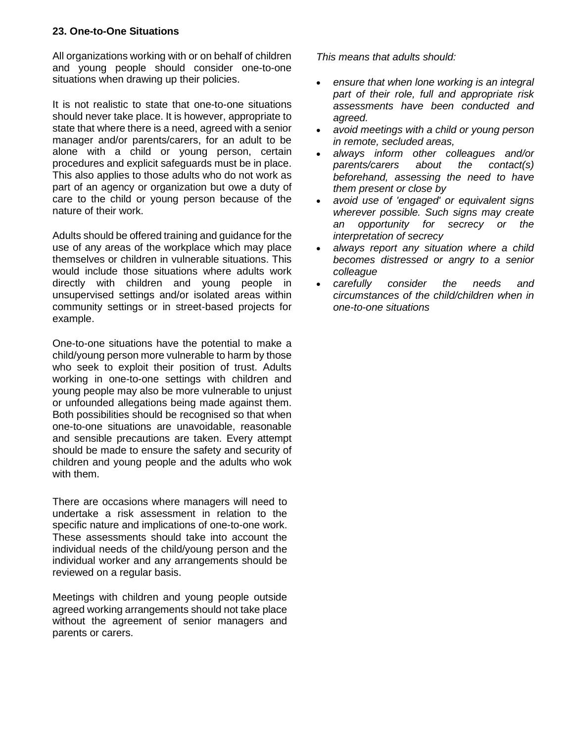**23. One-to-One Situations**

All organizations working with or on behalf of children and young people should consider one-to-one situations when drawing up their policies.

It is not realistic to state that one-to-one situations should never take place. It is however, appropriate to state that where there is a need, agreed with a senior manager and/or parents/carers, for an adult to be alone with a child or young person, certain procedures and explicit safeguards must be in place. This also applies to those adults who do not work as part of an agency or organization but owe a duty of care to the child or young person because of the nature of their work.

Adults should be offered training and guidance for the use of any areas of the workplace which may place themselves or children in vulnerable situations. This would include those situations where adults work directly with children and young people in unsupervised settings and/or isolated areas within community settings or in street-based projects for example.

One-to-one situations have the potential to make a child/young person more vulnerable to harm by those who seek to exploit their position of trust. Adults working in one-to-one settings with children and young people may also be more vulnerable to unjust or unfounded allegations being made against them. Both possibilities should be recognised so that when one-to-one situations are unavoidable, reasonable and sensible precautions are taken. Every attempt should be made to ensure the safety and security of children and young people and the adults who wok with them.

There are occasions where managers will need to undertake a risk assessment in relation to the specific nature and implications of one-to-one work. These assessments should take into account the individual needs of the child/young person and the individual worker and any arrangements should be reviewed on a regular basis.

Meetings with children and young people outside agreed working arrangements should not take place without the agreement of senior managers and parents or carers.

*This means that adults should:*

- *ensure that when lone working is an integral part of their role, full and appropriate risk assessments have been conducted and agreed.*
- *avoid meetings with a child or young person in remote, secluded areas,*
- *always inform other colleagues and/or parents/carers about the contact(s) beforehand, assessing the need to have them present or close by*
- *avoid use of 'engaged' or equivalent signs wherever possible. Such signs may create an opportunity for secrecy or the interpretation of secrecy*
- *always report any situation where a child becomes distressed or angry to a senior colleague*
- *carefully consider the needs and circumstances of the child/children when in one-to-one situations*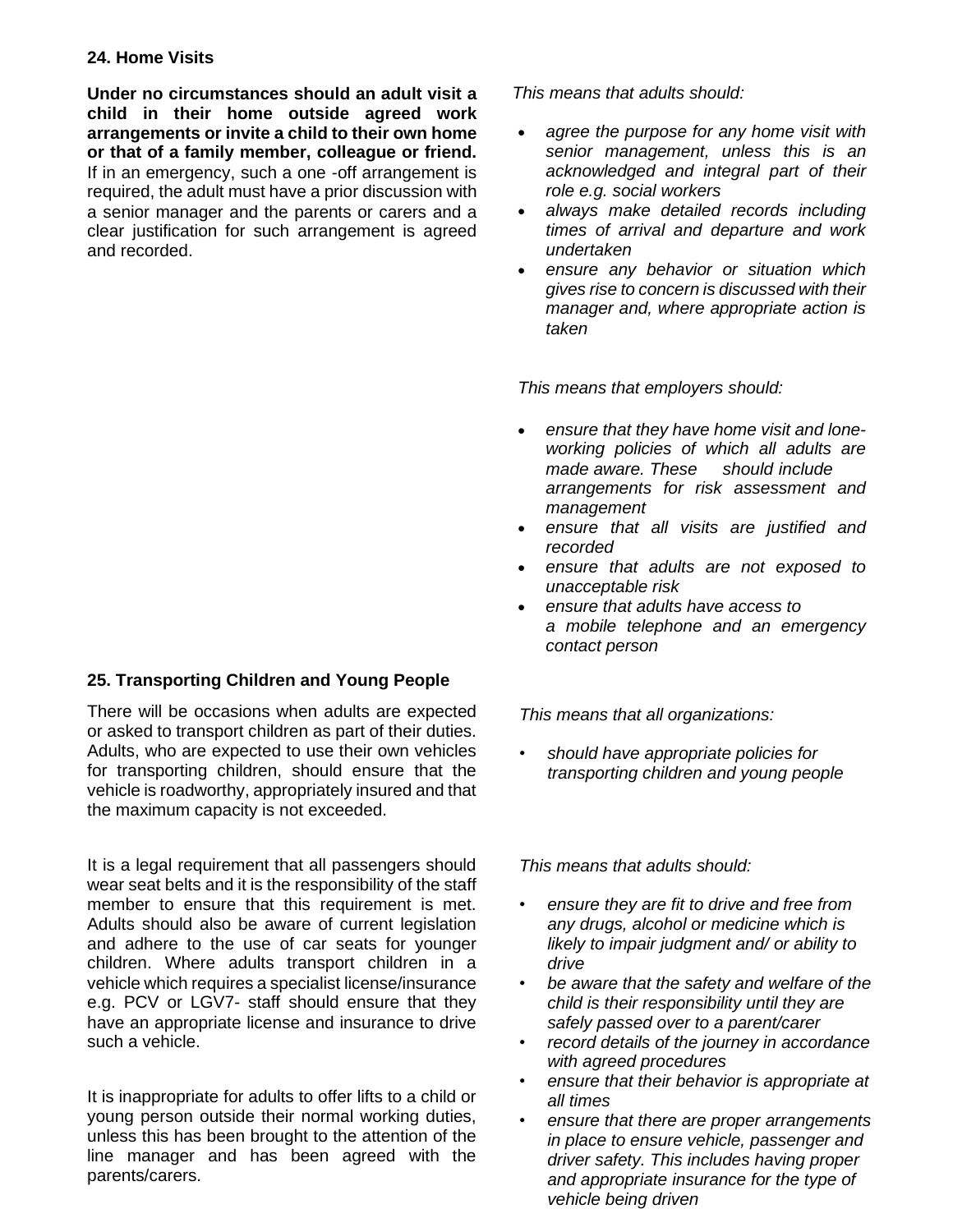## 24. Home Visits

**Under no circumstances should an adult visit a child in their home outside agreed work arrangements or invite a child to their own home or that of a family member, colleague or friend.** If in an emergency, such a one -off arrangement is required, the adult must have a prior discussion with a senior manager and the parents or carers and a clear justification for such arrangement is agreed and recorded.

*This means that adults should:*

- *agree the purpose for any home visit with senior management, unless this is an acknowledged and integral part of their role e.g. social workers*
- *always make detailed records including times of arrival and departure and work undertaken*
- *ensure any behavior or situation which gives rise to concern is discussed with their manager and, where appropriate action is taken*

*This means that employers should:*

- *ensure that they have home visit and lone-working policies of which all adults are made aware. These should include arrangements for risk assessment and management*
- *ensure that all visits are justified and recorded*
- *ensure that adults are not exposed to unacceptable risk*
- *ensure that adults have access to a mobile telephone and an emergency contact person*

## 25. Transporting Children and Young People

There will be occasions when adults are expected or asked to transport children as part of their duties. Adults, who are expected to use their own vehicles for transporting children, should ensure that the vehicle is roadworthy, appropriately insured and that the maximum capacity is not exceeded.

It is a legal requirement that all passengers should wear seat belts and it is the responsibility of the staff member to ensure that this requirement is met. Adults should also be aware of current legislation and adhere to the use of car seats for younger children. Where adults transport children in a vehicle which requires a specialist license/insurance e.g. PCV or LGV7- staff should ensure that they have an appropriate license and insurance to drive such a vehicle.

It is inappropriate for adults to offer lifts to a child or young person outside their normal working duties, unless this has been brought to the attention of the line manager and has been agreed with the parents/carers.

*This means that all organizations:*

- *should have appropriate policies for transporting children and young people*

*This means that adults should:*

- *ensure they are fit to drive and free from any drugs, alcohol or medicine which is likely to impair judgment and/ or ability to drive*
- *be aware that the safety and welfare of the child is their responsibility until they are safely passed over to a parent/carer*
- *record details of the journey in accordance with agreed procedures*
- *ensure that their behavior is appropriate at all times*
- *ensure that there are proper arrangements in place to ensure vehicle, passenger and driver safety. This includes having proper and appropriate insurance for the type of vehicle being driven*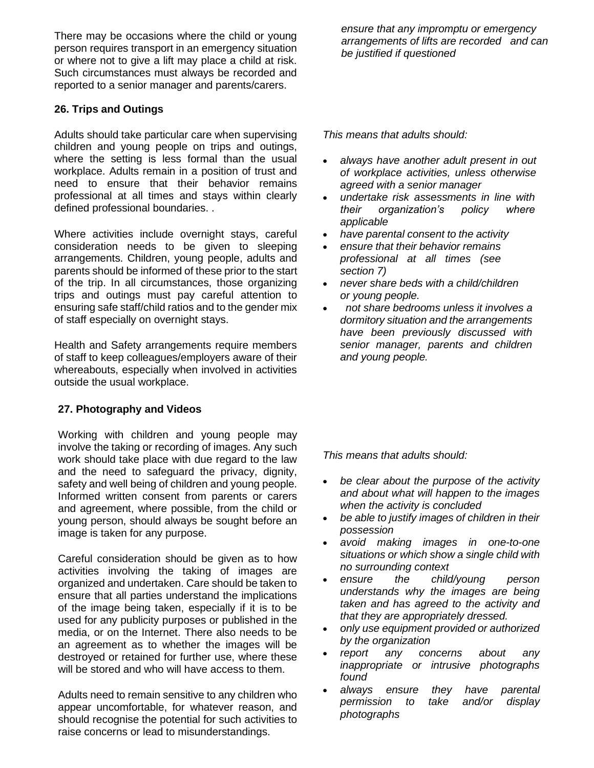There may be occasions where the child or young person requires transport in an emergency situation or where not to give a lift may place a child at risk. Such circumstances must always be recorded and reported to a senior manager and parents/carers.

*ensure that any impromptu or emergency arrangements of lifts are recorded and can be justified if questioned*

### 26. Trips and Outings

Adults should take particular care when supervising children and young people on trips and outings, where the setting is less formal than the usual workplace. Adults remain in a position of trust and need to ensure that their behavior remains professional at all times and stays within clearly defined professional boundaries. .

Where activities include overnight stays, careful consideration needs to be given to sleeping arrangements. Children, young people, adults and parents should be informed of these prior to the start of the trip. In all circumstances, those organizing trips and outings must pay careful attention to ensuring safe staff/child ratios and to the gender mix of staff especially on overnight stays.

Health and Safety arrangements require members of staff to keep colleagues/employers aware of their whereabouts, especially when involved in activities outside the usual workplace.

*This means that adults should:*

- *always have another adult present in out of workplace activities, unless otherwise agreed with a senior manager*
- *undertake risk assessments in line with their organization's policy where applicable*
- *have parental consent to the activity*
- *ensure that their behavior remains professional at all times (see section 7)*
- *never share beds with a child/children or young people.*
- *not share bedrooms unless it involves a dormitory situation and the arrangements have been previously discussed with senior manager, parents and children and young people.*

### 27. Photography and Videos

Working with children and young people may involve the taking or recording of images. Any such work should take place with due regard to the law and the need to safeguard the privacy, dignity, safety and well being of children and young people. Informed written consent from parents or carers and agreement, where possible, from the child or young person, should always be sought before an image is taken for any purpose.

Careful consideration should be given as to how activities involving the taking of images are organized and undertaken. Care should be taken to ensure that all parties understand the implications of the image being taken, especially if it is to be used for any publicity purposes or published in the media, or on the Internet. There also needs to be an agreement as to whether the images will be destroyed or retained for further use, where these will be stored and who will have access to them.

Adults need to remain sensitive to any children who appear uncomfortable, for whatever reason, and should recognise the potential for such activities to raise concerns or lead to misunderstandings.

*This means that adults should:*

- *be clear about the purpose of the activity and about what will happen to the images when the activity is concluded*
- *be able to justify images of children in their possession*
- *avoid making images in one-to-one situations or which show a single child with no surrounding context*
- *ensure the child/young person understands why the images are being taken and has agreed to the activity and that they are appropriately dressed.*
- *only use equipment provided or authorized by the organization*
- *report any concerns about any inappropriate or intrusive photographs found*
- *always ensure they have parental permission to take and/or display photographs*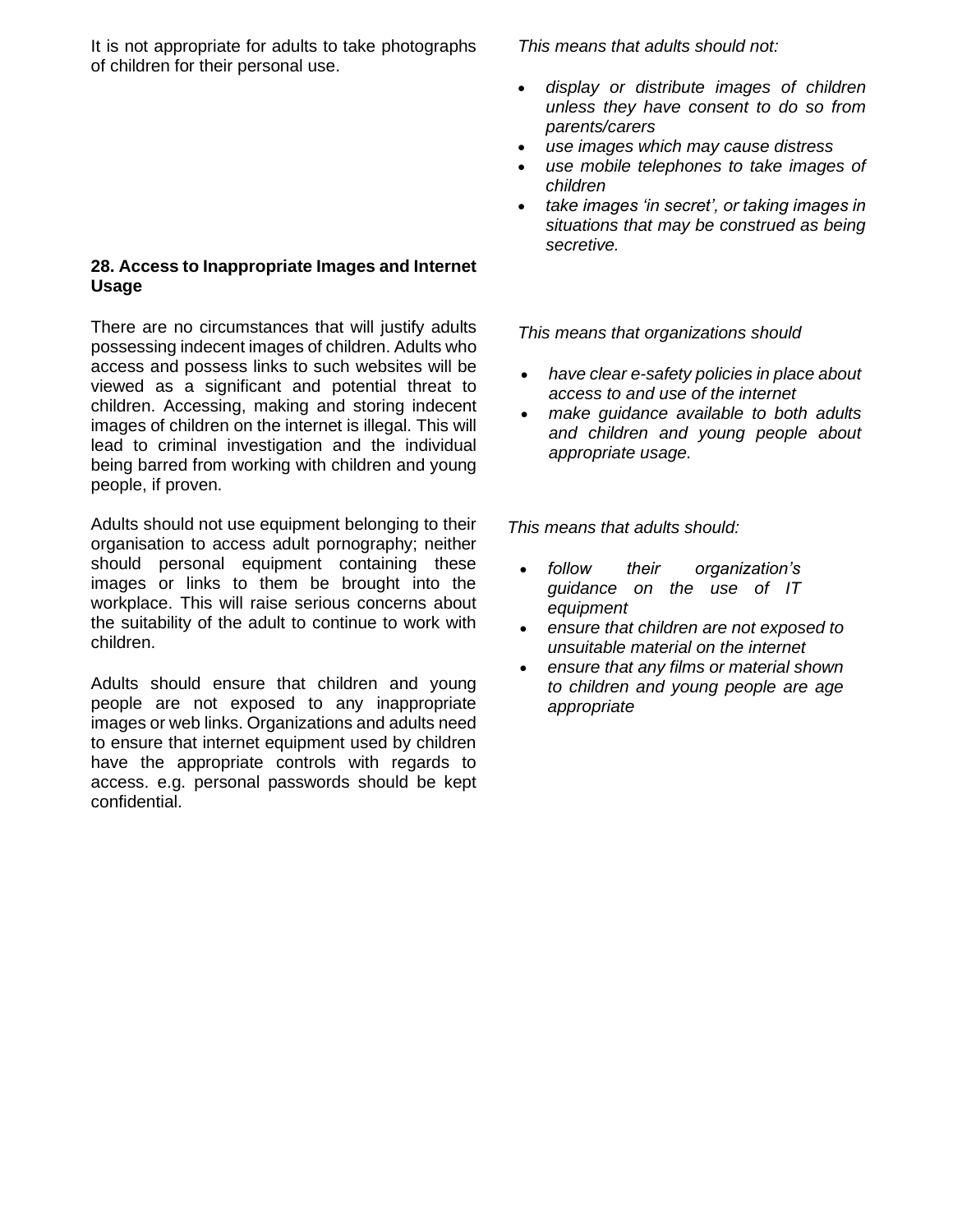It is not appropriate for adults to take photographs of children for their personal use.

*This means that adults should not:*

- *display or distribute images of children unless they have consent to do so from parents/carers*
- *use images which may cause distress*
- *use mobile telephones to take images of children*
- *take images 'in secret', or taking images in situations that may be construed as being secretive.*

**28. Access to Inappropriate Images and Internet Usage**

There are no circumstances that will justify adults possessing indecent images of children. Adults who access and possess links to such websites will be viewed as a significant and potential threat to children. Accessing, making and storing indecent images of children on the internet is illegal. This will lead to criminal investigation and the individual being barred from working with children and young people, if proven.

Adults should not use equipment belonging to their organisation to access adult pornography; neither should personal equipment containing these images or links to them be brought into the workplace. This will raise serious concerns about the suitability of the adult to continue to work with children.

Adults should ensure that children and young people are not exposed to any inappropriate images or web links. Organizations and adults need to ensure that internet equipment used by children have the appropriate controls with regards to access. e.g. personal passwords should be kept confidential.

*This means that organizations should*

- *have clear e-safety policies in place about access to and use of the internet*
- *make guidance available to both adults and children and young people about appropriate usage.*

*This means that adults should:*

- *follow their organization's guidance on the use of IT equipment*
- *ensure that children are not exposed to unsuitable material on the internet*
- *ensure that any films or material shown to children and young people are age appropriate*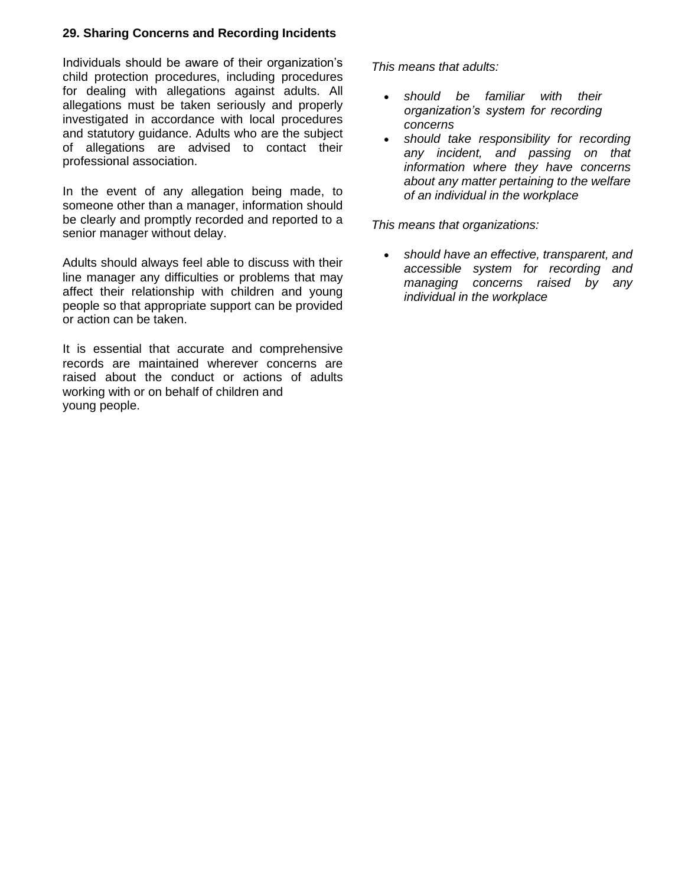**29. Sharing Concerns and Recording Incidents**

Individuals should be aware of their organization's child protection procedures, including procedures for dealing with allegations against adults. All allegations must be taken seriously and properly investigated in accordance with local procedures and statutory guidance. Adults who are the subject of allegations are advised to contact their professional association.

In the event of any allegation being made, to someone other than a manager, information should be clearly and promptly recorded and reported to a senior manager without delay.

Adults should always feel able to discuss with their line manager any difficulties or problems that may affect their relationship with children and young people so that appropriate support can be provided or action can be taken.

It is essential that accurate and comprehensive records are maintained wherever concerns are raised about the conduct or actions of adults working with or on behalf of children and young people.

*This means that adults:*

- *should be familiar with their organization's system for recording concerns*
- *should take responsibility for recording any incident, and passing on that information where they have concerns about any matter pertaining to the welfare of an individual in the workplace*

*This means that organizations:*

- *should have an effective, transparent, and accessible system for recording and managing concerns raised by any individual in the workplace*